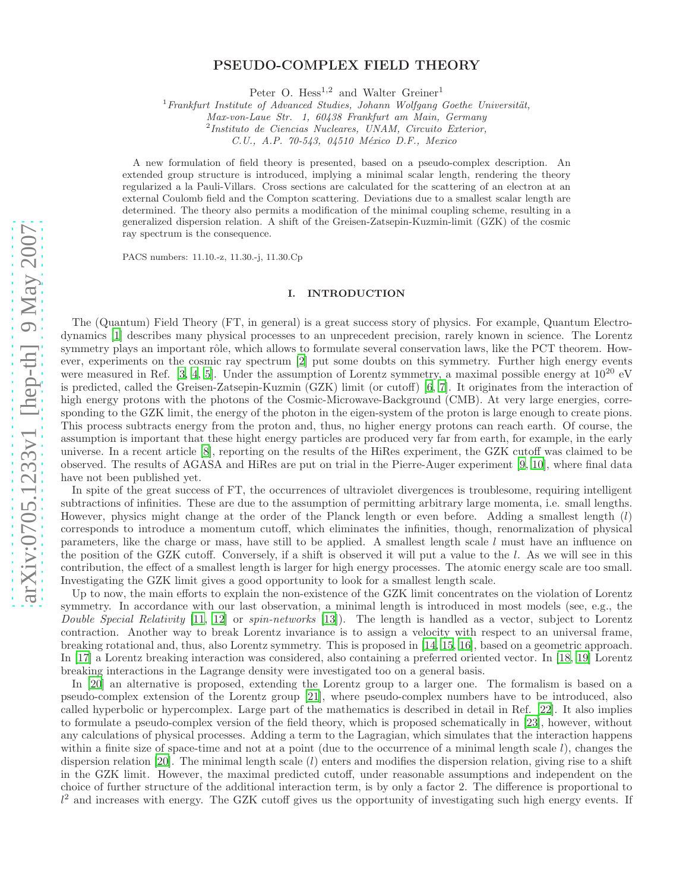# PSEUDO-COMPLEX FIELD THEORY

Peter O. Hess[1,2] and Walter Greiner[1]

[1] *Frankfurt Institute of Advanced Studies, Johann Wolfgang Goethe Universität, Max-von-Laue Str. 1, 60438 Frankfurt am Main, Germany*
[2] *Instituto de Ciencias Nucleares, UNAM, Circuito Exterior, C.U., A.P. 70-543, 04510 México D.F., Mexico*

A new formulation of field theory is presented, based on a pseudo-complex description. An extended group structure is introduced, implying a minimal scalar length, rendering the theory regularized a la Pauli-Villars. Cross sections are calculated for the scattering of an electron at an external Coulomb field and the Compton scattering. Deviations due to a smallest scalar length are determined. The theory also permits a modification of the minimal coupling scheme, resulting in a generalized dispersion relation. A shift of the Greisen-Zatsepin-Kuzmin-limit (GZK) of the cosmic ray spectrum is the consequence.

PACS numbers: 11.10.-z, 11.30.-j, 11.30.Cp

## I. INTRODUCTION

The (Quantum) Field Theory (FT, in general) is a great success story of physics. For example, Quantum Electrodynamics [1] describes many physical processes to an unprecedent precision, rarely known in science. The Lorentz symmetry plays an important rôle, which allows to formulate several conservation laws, like the PCT theorem. However, experiments on the cosmic ray spectrum [2] put some doubts on this symmetry. Further high energy events were measured in Ref. [3, 4, 5]. Under the assumption of Lorentz symmetry, a maximal possible energy at $10^{20}$ eV is predicted, called the Greisen-Zatsepin-Kuzmin (GZK) limit (or cutoff) [6, 7]. It originates from the interaction of high energy protons with the photons of the Cosmic-Microwave-Background (CMB). At very large energies, corresponding to the GZK limit, the energy of the photon in the eigen-system of the proton is large enough to create pions. This process subtracts energy from the proton and, thus, no higher energy protons can reach earth. Of course, the assumption is important that these hight energy particles are produced very far from earth, for example, in the early universe. In a recent article [8], reporting on the results of the HiRes experiment, the GZK cutoff was claimed to be observed. The results of AGASA and HiRes are put on trial in the Pierre-Auger experiment [9, 10], where final data have not been published yet.

In spite of the great success of FT, the occurrences of ultraviolet divergences is troublesome, requiring intelligent subtractions of infinities. These are due to the assumption of permitting arbitrary large momenta, i.e. small lengths. However, physics might change at the order of the Planck length or even before. Adding a smallest length ($l$) corresponds to introduce a momentum cutoff, which eliminates the infinities, though, renormalization of physical parameters, like the charge or mass, have still to be applied. A smallest length scale $l$ must have an influence on the position of the GZK cutoff. Conversely, if a shift is observed it will put a value to the $l$. As we will see in this contribution, the effect of a smallest length is larger for high energy processes. The atomic energy scale are too small. Investigating the GZK limit gives a good opportunity to look for a smallest length scale.

Up to now, the main efforts to explain the non-existence of the GZK limit concentrates on the violation of Lorentz symmetry. In accordance with our last observation, a minimal length is introduced in most models (see, e.g., the *Double Special Relativity* [11, 12] or *spin-networks* [13]). The length is handled as a vector, subject to Lorentz contraction. Another way to break Lorentz invariance is to assign a velocity with respect to an universal frame, breaking rotational and, thus, also Lorentz symmetry. This is proposed in [14, 15, 16], based on a geometric approach. In [17] a Lorentz breaking interaction was considered, also containing a preferred oriented vector. In [18, 19] Lorentz breaking interactions in the Lagrange density were investigated too on a general basis.

In [20] an alternative is proposed, extending the Lorentz group to a larger one. The formalism is based on a pseudo-complex extension of the Lorentz group [21], where pseudo-complex numbers have to be introduced, also called hyperbolic or hypercomplex. Large part of the mathematics is described in detail in Ref. [22]. It also implies to formulate a pseudo-complex version of the field theory, which is proposed schematically in [23], however, without any calculations of physical processes. Adding a term to the Lagrangian, which simulates that the interaction happens within a finite size of space-time and not at a point (due to the occurrence of a minimal length scale $l$), changes the dispersion relation [20]. The minimal length scale ($l$) enters and modifies the dispersion relation, giving rise to a shift in the GZK limit. However, the maximal predicted cutoff, under reasonable assumptions and independent on the choice of further structure of the additional interaction term, is by only a factor 2. The difference is proportional to $l^2$ and increases with energy. The GZK cutoff gives us the opportunity of investigating such high energy events. If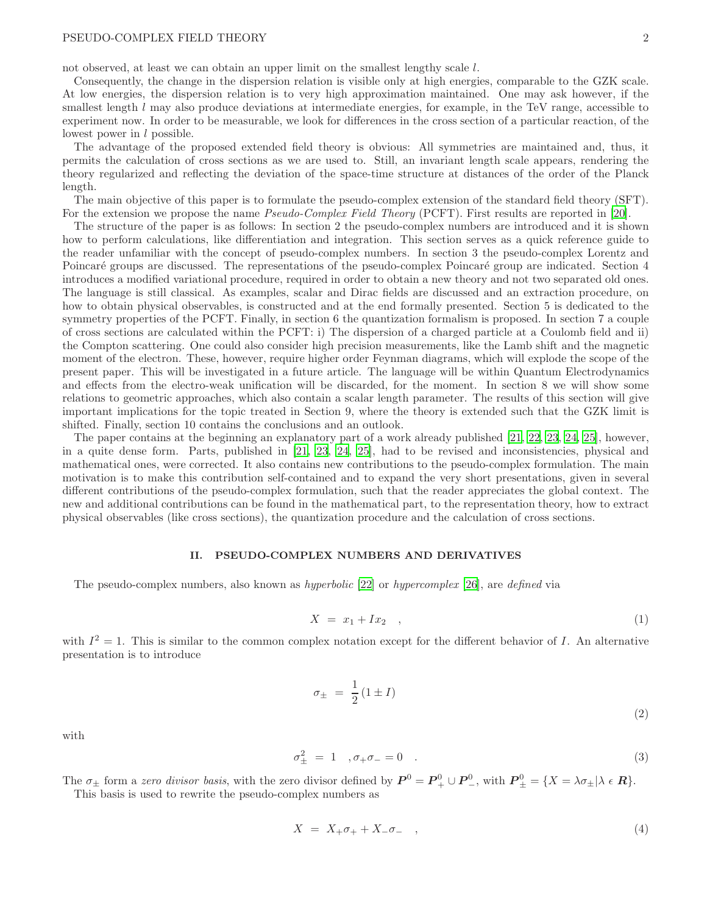not observed, at least we can obtain an upper limit on the smallest lengthy scale $l$.

Consequently, the change in the dispersion relation is visible only at high energies, comparable to the GZK scale. At low energies, the dispersion relation is to very high approximation maintained. One may ask however, if the smallest length $l$ may also produce deviations at intermediate energies, for example, in the TeV range, accessible to experiment now. In order to be measurable, we look for differences in the cross section of a particular reaction, of the lowest power in $l$ possible.

The advantage of the proposed extended field theory is obvious: All symmetries are maintained and, thus, it permits the calculation of cross sections as we are used to. Still, an invariant length scale appears, rendering the theory regularized and reflecting the deviation of the space-time structure at distances of the order of the Planck length.

The main objective of this paper is to formulate the pseudo-complex extension of the standard field theory (SFT). For the extension we propose the name *Pseudo-Complex Field Theory* (PCFT). First results are reported in [20].

The structure of the paper is as follows: In section 2 the pseudo-complex numbers are introduced and it is shown how to perform calculations, like differentiation and integration. This section serves as a quick reference guide to the reader unfamiliar with the concept of pseudo-complex numbers. In section 3 the pseudo-complex Lorentz and Poincaré groups are discussed. The representations of the pseudo-complex Poincaré group are indicated. Section 4 introduces a modified variational procedure, required in order to obtain a new theory and not two separated old ones. The language is still classical. As examples, scalar and Dirac fields are discussed and an extraction procedure, on how to obtain physical observables, is constructed and at the end formally presented. Section 5 is dedicated to the symmetry properties of the PCFT. Finally, in section 6 the quantization formalism is proposed. In section 7 a couple of cross sections are calculated within the PCFT: i) The dispersion of a charged particle at a Coulomb field and ii) the Compton scattering. One could also consider high precision measurements, like the Lamb shift and the magnetic moment of the electron. These, however, require higher order Feynman diagrams, which will explode the scope of the present paper. This will be investigated in a future article. The language will be within Quantum Electrodynamics and effects from the electro-weak unification will be discarded, for the moment. In section 8 we will show some relations to geometric approaches, which also contain a scalar length parameter. The results of this section will give important implications for the topic treated in Section 9, where the theory is extended such that the GZK limit is shifted. Finally, section 10 contains the conclusions and an outlook.

The paper contains at the beginning an explanatory part of a work already published [21, 22, 23, 24, 25], however, in a quite dense form. Parts, published in [21, 23, 24, 25], had to be revised and inconsistencies, physical and mathematical ones, were corrected. It also contains new contributions to the pseudo-complex formulation. The main motivation is to make this contribution self-contained and to expand the very short presentations, given in several different contributions of the pseudo-complex formulation, such that the reader appreciates the global context. The new and additional contributions can be found in the mathematical part, to the representation theory, how to extract physical observables (like cross sections), the quantization procedure and the calculation of cross sections.

## II. PSEUDO-COMPLEX NUMBERS AND DERIVATIVES

The pseudo-complex numbers, also known as *hyperbolic* [22] or *hypercomplex* [26], are *defined* via

$$X = x_1 + I x_2 \quad , \tag{1}$$

with $I^2 = 1$. This is similar to the common complex notation except for the different behavior of $I$. An alternative presentation is to introduce

$$\sigma_\pm = \frac{1}{2}(1 \pm I) \tag{2}$$

with

$$\sigma_\pm^2 = 1 \quad , \sigma_+ \sigma_- = 0 \quad . \tag{3}$$

The $\sigma_\pm$ form a *zero divisor basis*, with the zero divisor defined by $\boldsymbol{P}^0 = \boldsymbol{P}^0_+ \cup \boldsymbol{P}^0_-$, with $\boldsymbol{P}^0_\pm = \{X = \lambda\sigma_\pm | \lambda \; \epsilon \; \boldsymbol{R}\}$.

This basis is used to rewrite the pseudo-complex numbers as

$$X = X_+ \sigma_+ + X_- \sigma_- \quad , \tag{4}$$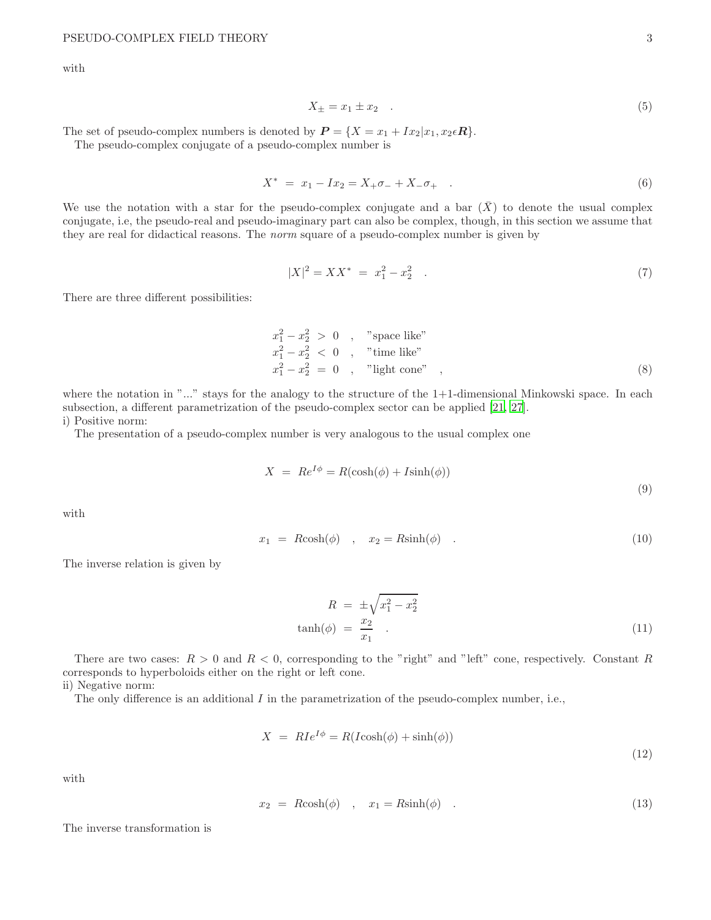with

$$X_{\pm} = x_1 \pm x_2 \quad . \tag{5}$$

The set of pseudo-complex numbers is denoted by $\boldsymbol{P} = \{X = x_1 + Ix_2 | x_1, x_2 \epsilon \boldsymbol{R}\}$.

The pseudo-complex conjugate of a pseudo-complex number is

$$X^* \; = \; x_1 - Ix_2 = X_+\sigma_- + X_-\sigma_+ \quad . \tag{6}$$

We use the notation with a star for the pseudo-complex conjugate and a bar ($\bar{X}$) to denote the usual complex conjugate, i.e, the pseudo-real and pseudo-imaginary part can also be complex, though, in this section we assume that they are real for didactical reasons. The *norm* square of a pseudo-complex number is given by

$$|X|^2 = XX^* \; = \; x_1^2 - x_2^2 \quad . \tag{7}$$

There are three different possibilities:

$$\begin{array}{rcll} x_1^2 - x_2^2 & > & 0 & , \quad \text{"space like"} \\ x_1^2 - x_2^2 & < & 0 & , \quad \text{"time like"} \\ x_1^2 - x_2^2 & = & 0 & , \quad \text{"light cone"} \quad , \end{array} \tag{8}$$

where the notation in "..." stays for the analogy to the structure of the 1+1-dimensional Minkowski space. In each subsection, a different parametrization of the pseudo-complex sector can be applied [21, 27].

i) Positive norm:

The presentation of a pseudo-complex number is very analogous to the usual complex one

$$X \; = \; Re^{I\phi} = R(\cosh(\phi) + I\sinh(\phi)) \tag{9}$$

with

$$x_1 \; = \; R\cosh(\phi) \quad , \quad x_2 = R\sinh(\phi) \quad . \tag{10}$$

The inverse relation is given by

$$\begin{array}{rcl} R & = & \pm\sqrt{x_1^2 - x_2^2} \\ \tanh(\phi) & = & \dfrac{x_2}{x_1} \quad . \end{array} \tag{11}$$

There are two cases: $R > 0$ and $R < 0$, corresponding to the "right" and "left" cone, respectively. Constant $R$ corresponds to hyperboloids either on the right or left cone.

ii) Negative norm:

The only difference is an additional $I$ in the parametrization of the pseudo-complex number, i.e.,

$$X \; = \; RIe^{I\phi} = R(I\cosh(\phi) + \sinh(\phi)) \tag{12}$$

with

$$x_2 \; = \; R\cosh(\phi) \quad , \quad x_1 = R\sinh(\phi) \quad . \tag{13}$$

The inverse transformation is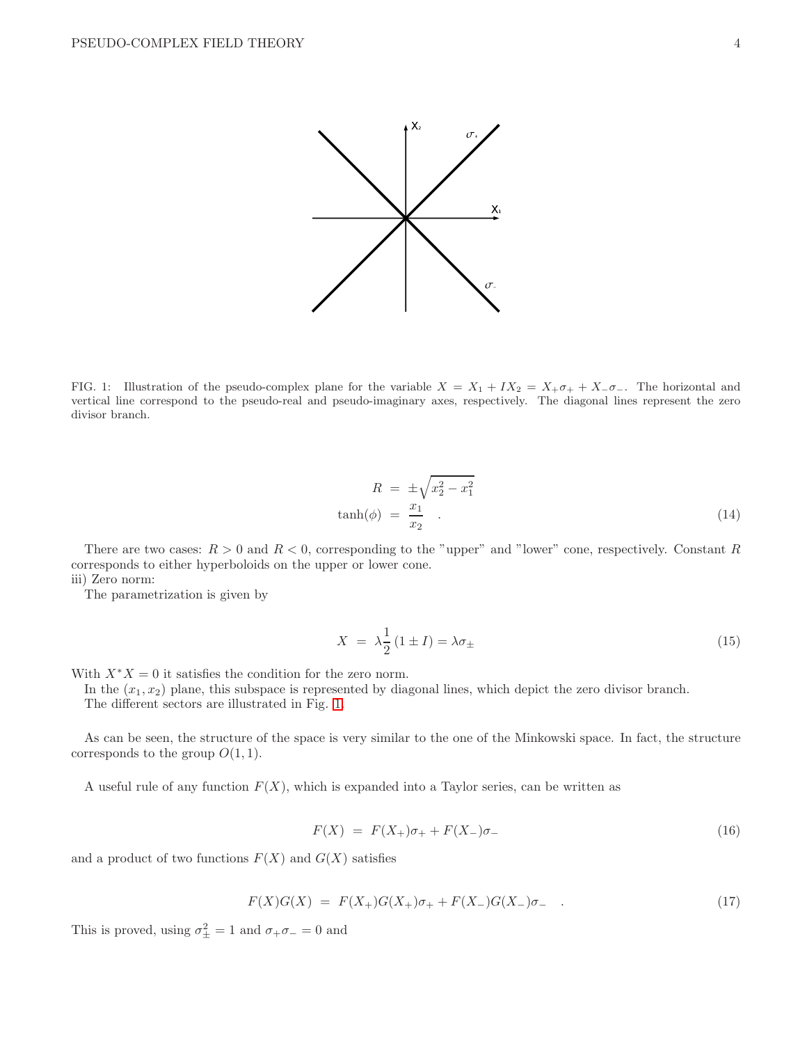X₂

$\sigma_+$

X₁

$\sigma_-$

FIG. 1: Illustration of the pseudo-complex plane for the variable $X = X_1 + IX_2 = X_+\sigma_+ + X_-\sigma_-$. The horizontal and vertical line correspond to the pseudo-real and pseudo-imaginary axes, respectively. The diagonal lines represent the zero divisor branch.

$$
\begin{aligned}
R &= \pm\sqrt{x_2^2 - x_1^2} \\
\tanh(\phi) &= \frac{x_1}{x_2} \quad .
\end{aligned}
\tag{14}
$$

There are two cases: $R > 0$ and $R < 0$, corresponding to the "upper" and "lower" cone, respectively. Constant $R$ corresponds to either hyperboloids on the upper or lower cone.

iii) Zero norm:

The parametrization is given by

$$
X = \lambda \frac{1}{2}(1 \pm I) = \lambda \sigma_\pm
\tag{15}
$$

With $X^*X = 0$ it satisfies the condition for the zero norm.

In the $(x_1, x_2)$ plane, this subspace is represented by diagonal lines, which depict the zero divisor branch.

The different sectors are illustrated in Fig. 1.

As can be seen, the structure of the space is very similar to the one of the Minkowski space. In fact, the structure corresponds to the group $O(1,1)$.

A useful rule of any function $F(X)$, which is expanded into a Taylor series, can be written as

$$
F(X) = F(X_+)\sigma_+ + F(X_-)\sigma_-
\tag{16}
$$

and a product of two functions $F(X)$ and $G(X)$ satisfies

$$
F(X)G(X) = F(X_+)G(X_+)\sigma_+ + F(X_-)G(X_-)\sigma_- \quad .
\tag{17}
$$

This is proved, using $\sigma_\pm^2 = 1$ and $\sigma_+\sigma_- = 0$ and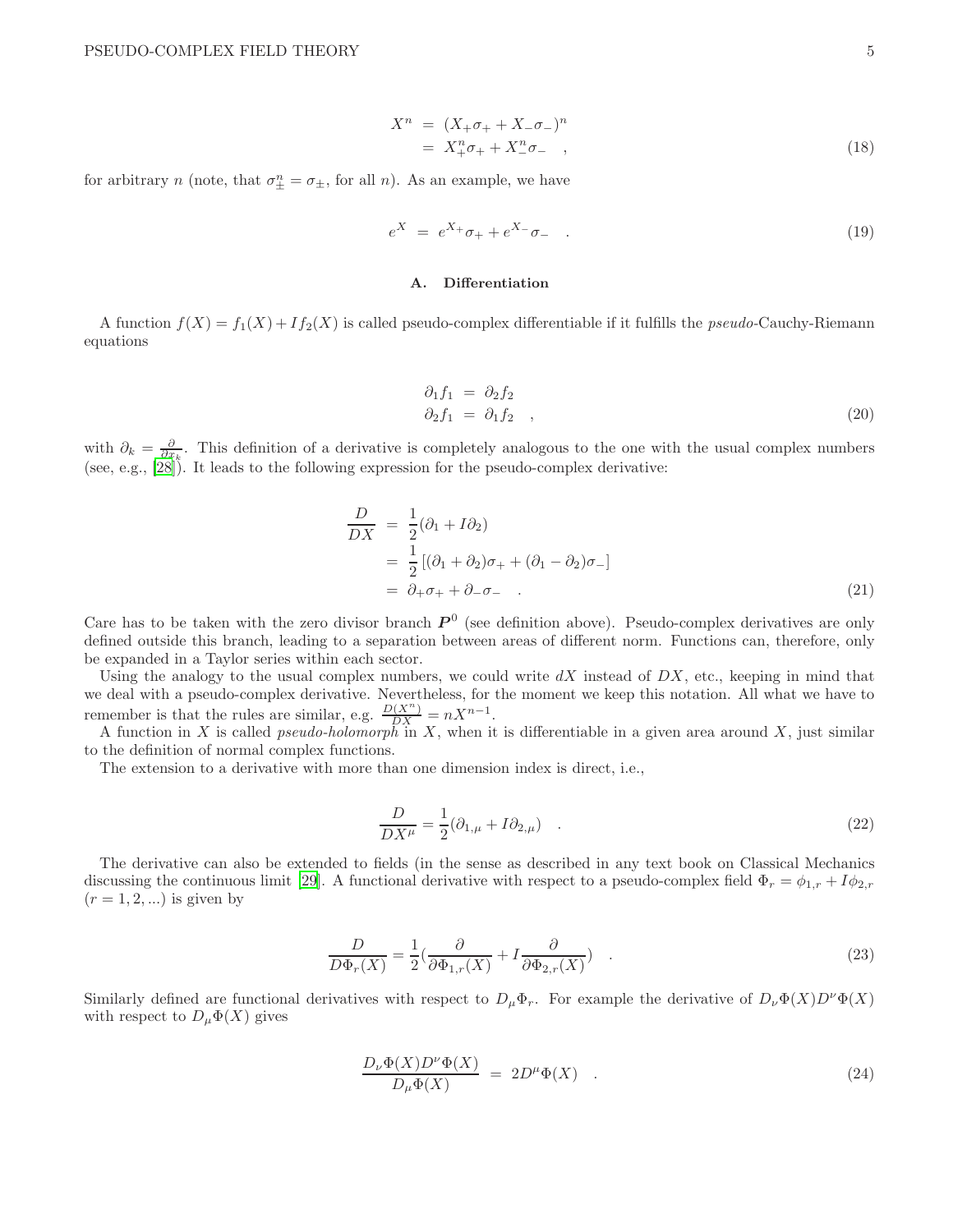$$
\begin{aligned}
X^n &= (X_+\sigma_+ + X_-\sigma_-)^n \\
&= X_+^n\sigma_+ + X_-^n\sigma_- \quad ,
\end{aligned}
\tag{18}
$$

for arbitrary $n$ (note, that $\sigma_\pm^n = \sigma_\pm$, for all $n$). As an example, we have

$$
e^X = e^{X_+}\sigma_+ + e^{X_-}\sigma_- \quad .
\tag{19}
$$

### A. Differentiation

A function $f(X) = f_1(X) + If_2(X)$ is called pseudo-complex differentiable if it fulfills the *pseudo*-Cauchy-Riemann equations

$$
\begin{aligned}
\partial_1 f_1 &= \partial_2 f_2 \\
\partial_2 f_1 &= \partial_1 f_2 \quad ,
\end{aligned}
\tag{20}
$$

with $\partial_k = \frac{\partial}{\partial x_k}$. This definition of a derivative is completely analogous to the one with the usual complex numbers (see, e.g., [28]). It leads to the following expression for the pseudo-complex derivative:

$$
\begin{aligned}
\frac{D}{DX} &= \frac{1}{2}(\partial_1 + I\partial_2) \\
&= \frac{1}{2}\left[(\partial_1 + \partial_2)\sigma_+ + (\partial_1 - \partial_2)\sigma_-\right] \\
&= \partial_+\sigma_+ + \partial_-\sigma_- \quad .
\end{aligned}
\tag{21}
$$

Care has to be taken with the zero divisor branch $\boldsymbol{P}^0$ (see definition above). Pseudo-complex derivatives are only defined outside this branch, leading to a separation between areas of different norm. Functions can, therefore, only be expanded in a Taylor series within each sector.

Using the analogy to the usual complex numbers, we could write $dX$ instead of $DX$, etc., keeping in mind that we deal with a pseudo-complex derivative. Nevertheless, for the moment we keep this notation. All what we have to remember is that the rules are similar, e.g. $\frac{D(X^n)}{DX} = nX^{n-1}$.

A function in $X$ is called *pseudo-holomorph* in $X$, when it is differentiable in a given area around $X$, just similar to the definition of normal complex functions.

The extension to a derivative with more than one dimension index is direct, i.e.,

$$
\frac{D}{DX^\mu} = \frac{1}{2}(\partial_{1,\mu} + I\partial_{2,\mu}) \quad .
\tag{22}
$$

The derivative can also be extended to fields (in the sense as described in any text book on Classical Mechanics discussing the continuous limit [29]. A functional derivative with respect to a pseudo-complex field $\Phi_r = \phi_{1,r} + I\phi_{2,r}$ $(r = 1, 2, ...)$ is given by

$$
\frac{D}{D\Phi_r(X)} = \frac{1}{2}\left(\frac{\partial}{\partial\Phi_{1,r}(X)} + I\frac{\partial}{\partial\Phi_{2,r}(X)}\right) \quad .
\tag{23}
$$

Similarly defined are functional derivatives with respect to $D_\mu\Phi_r$. For example the derivative of $D_\nu\Phi(X)D^\nu\Phi(X)$ with respect to $D_\mu\Phi(X)$ gives

$$
\frac{D_\nu\Phi(X)D^\nu\Phi(X)}{D_\mu\Phi(X)} = 2D^\mu\Phi(X) \quad .
\tag{24}
$$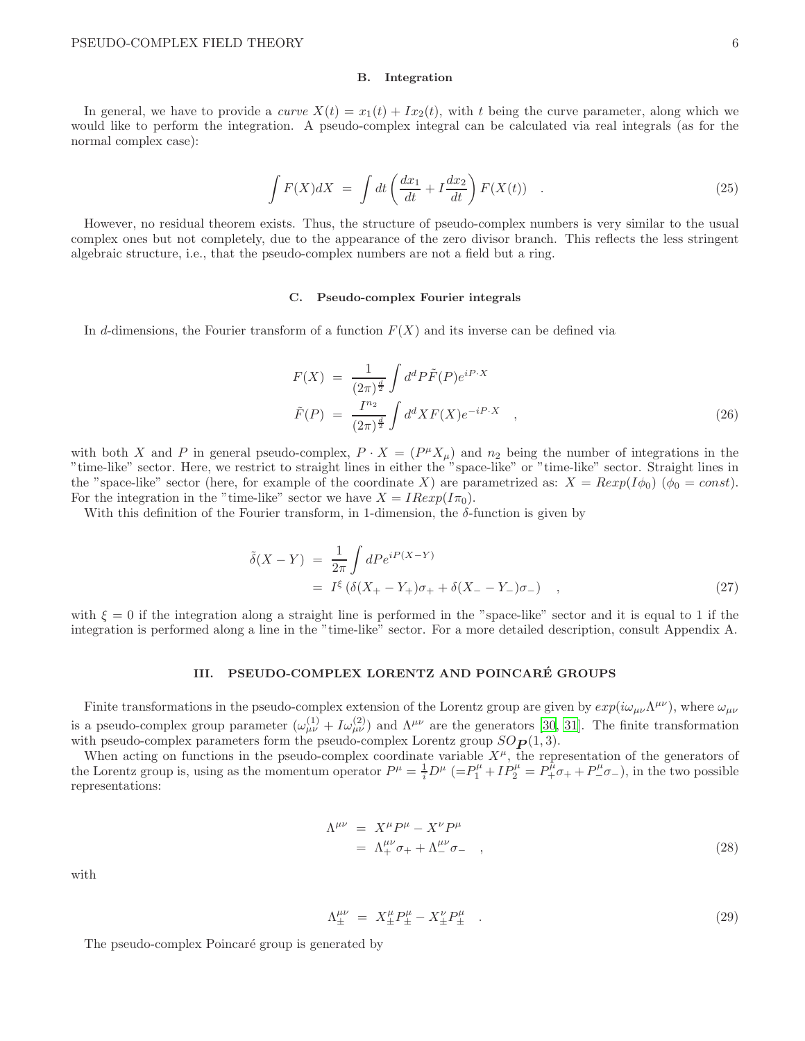### B. Integration

In general, we have to provide a *curve* $X(t) = x_1(t) + Ix_2(t)$, with $t$ being the curve parameter, along which we would like to perform the integration. A pseudo-complex integral can be calculated via real integrals (as for the normal complex case):

$$
\int F(X)dX \;=\; \int dt \left(\frac{dx_1}{dt} + I\frac{dx_2}{dt}\right) F(X(t)) \quad . \tag{25}
$$

However, no residual theorem exists. Thus, the structure of pseudo-complex numbers is very similar to the usual complex ones but not completely, due to the appearance of the zero divisor branch. This reflects the less stringent algebraic structure, i.e., that the pseudo-complex numbers are not a field but a ring.

### C. Pseudo-complex Fourier integrals

In $d$-dimensions, the Fourier transform of a function $F(X)$ and its inverse can be defined via

$$
\begin{aligned}
F(X) &= \frac{1}{(2\pi)^{\frac{d}{2}}} \int d^dP \tilde{F}(P) e^{iP\cdot X} \\
\tilde{F}(P) &= \frac{I^{n_2}}{(2\pi)^{\frac{d}{2}}} \int d^dX F(X) e^{-iP\cdot X} \quad ,
\end{aligned} \tag{26}
$$

with both $X$ and $P$ in general pseudo-complex, $P \cdot X = (P^\mu X_\mu)$ and $n_2$ being the number of integrations in the "time-like" sector. Here, we restrict to straight lines in either the "space-like" or "time-like" sector. Straight lines in the "space-like" sector (here, for example of the coordinate $X$) are parametrized as: $X = Rexp(I\phi_0)$ ($\phi_0 = const$). For the integration in the "time-like" sector we have $X = IRexp(I\pi_0)$.

With this definition of the Fourier transform, in 1-dimension, the $\delta$-function is given by

$$
\begin{aligned}
\tilde{\delta}(X-Y) &= \frac{1}{2\pi} \int dP e^{iP(X-Y)} \\
&= I^\xi \left(\delta(X_+ - Y_+)\sigma_+ + \delta(X_- - Y_-)\sigma_-\right) \quad ,
\end{aligned} \tag{27}
$$

with $\xi = 0$ if the integration along a straight line is performed in the "space-like" sector and it is equal to 1 if the integration is performed along a line in the "time-like" sector. For a more detailed description, consult Appendix A.

## III. PSEUDO-COMPLEX LORENTZ AND POINCARÉ GROUPS

Finite transformations in the pseudo-complex extension of the Lorentz group are given by $exp(i\omega_{\mu\nu}\Lambda^{\mu\nu})$, where $\omega_{\mu\nu}$ is a pseudo-complex group parameter ($\omega_{\mu\nu}^{(1)} + I\omega_{\mu\nu}^{(2)}$) and $\Lambda^{\mu\nu}$ are the generators [30, 31]. The finite transformation with pseudo-complex parameters form the pseudo-complex Lorentz group $SO_{\boldsymbol{P}}(1,3)$.

When acting on functions in the pseudo-complex coordinate variable $X^\mu$, the representation of the generators of the Lorentz group is, using as the momentum operator $P^\mu = \frac{1}{i}D^\mu$ ($=P_1^\mu + IP_2^\mu = P_+^\mu\sigma_+ + P_-^\mu\sigma_-$), in the two possible representations:

$$
\begin{aligned}
\Lambda^{\mu\nu} &= X^\mu P^\mu - X^\nu P^\mu \\
&= \Lambda_+^{\mu\nu}\sigma_+ + \Lambda_-^{\mu\nu}\sigma_- \quad ,
\end{aligned} \tag{28}
$$

with

$$
\Lambda_\pm^{\mu\nu} = X_\pm^\mu P_\pm^\mu - X_\pm^\nu P_\pm^\mu \quad . \tag{29}
$$

The pseudo-complex Poincaré group is generated by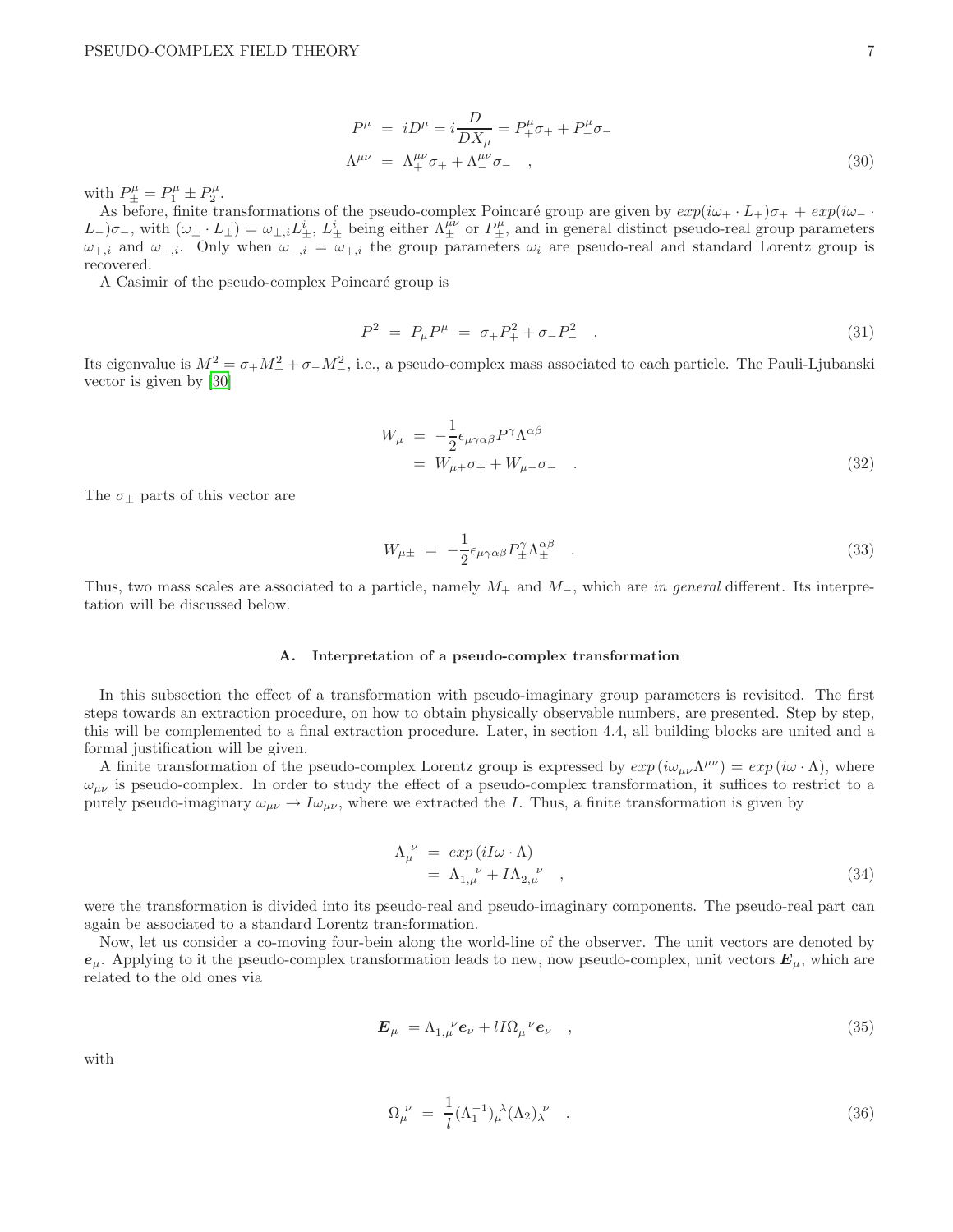$$
\begin{aligned}
P^\mu &= iD^\mu = i\frac{D}{DX_\mu} = P_+^\mu \sigma_+ + P_-^\mu \sigma_- \\
\Lambda^{\mu\nu} &= \Lambda_+^{\mu\nu}\sigma_+ + \Lambda_-^{\mu\nu}\sigma_- \quad ,
\end{aligned}
\tag{30}
$$

with $P_\pm^\mu = P_1^\mu \pm P_2^\mu$.

As before, finite transformations of the pseudo-complex Poincaré group are given by $exp(i\omega_+ \cdot L_+)\sigma_+ + exp(i\omega_- \cdot L_-)\sigma_-$, with $(\omega_\pm \cdot L_\pm) = \omega_{\pm,i} L_\pm^i$, $L_\pm^i$ being either $\Lambda_\pm^{\mu\nu}$ or $P_\pm^\mu$, and in general distinct pseudo-real group parameters $\omega_{+,i}$ and $\omega_{-,i}$. Only when $\omega_{-,i} = \omega_{+,i}$ the group parameters $\omega_i$ are pseudo-real and standard Lorentz group is recovered.

A Casimir of the pseudo-complex Poincaré group is

$$
P^2 = P_\mu P^\mu = \sigma_+ P_+^2 + \sigma_- P_-^2 \quad .
\tag{31}
$$

Its eigenvalue is $M^2 = \sigma_+ M_+^2 + \sigma_- M_-^2$, i.e., a pseudo-complex mass associated to each particle. The Pauli-Ljubanski vector is given by [30]

$$
\begin{aligned}
W_\mu &= -\frac{1}{2}\epsilon_{\mu\gamma\alpha\beta} P^\gamma \Lambda^{\alpha\beta} \\
&= W_{\mu +}\sigma_+ + W_{\mu -}\sigma_- \quad .
\end{aligned}
\tag{32}
$$

The $\sigma_\pm$ parts of this vector are

$$
W_{\mu\pm} = -\frac{1}{2}\epsilon_{\mu\gamma\alpha\beta} P_\pm^\gamma \Lambda_\pm^{\alpha\beta} \quad .
\tag{33}
$$

Thus, two mass scales are associated to a particle, namely $M_+$ and $M_-$, which are *in general* different. Its interpretation will be discussed below.

### A. Interpretation of a pseudo-complex transformation

In this subsection the effect of a transformation with pseudo-imaginary group parameters is revisited. The first steps towards an extraction procedure, on how to obtain physically observable numbers, are presented. Step by step, this will be complemented to a final extraction procedure. Later, in section 4.4, all building blocks are united and a formal justification will be given.

A finite transformation of the pseudo-complex Lorentz group is expressed by $exp\left(i\omega_{\mu\nu}\Lambda^{\mu\nu}\right) = exp\left(i\omega\cdot\Lambda\right)$, where $\omega_{\mu\nu}$ is pseudo-complex. In order to study the effect of a pseudo-complex transformation, it suffices to restrict to a purely pseudo-imaginary $\omega_{\mu\nu} \rightarrow I\omega_{\mu\nu}$, where we extracted the $I$. Thus, a finite transformation is given by

$$
\begin{aligned}
\Lambda_\mu^{\ \nu} &= exp\left(iI\omega\cdot\Lambda\right) \\
&= \Lambda_{1,\mu}^{\ \ \nu} + I\Lambda_{2,\mu}^{\ \ \nu} \quad ,
\end{aligned}
\tag{34}
$$

were the transformation is divided into its pseudo-real and pseudo-imaginary components. The pseudo-real part can again be associated to a standard Lorentz transformation.

Now, let us consider a co-moving four-bein along the world-line of the observer. The unit vectors are denoted by $\boldsymbol{e}_\mu$. Applying to it the pseudo-complex transformation leads to new, now pseudo-complex, unit vectors $\boldsymbol{E}_\mu$, which are related to the old ones via

$$
\boldsymbol{E}_\mu = \Lambda_{1,\mu}^{\ \ \nu}\boldsymbol{e}_\nu + lI\Omega_\mu^{\ \nu}\boldsymbol{e}_\nu \quad ,
\tag{35}
$$

with

$$
\Omega_\mu^{\ \nu} = \frac{1}{l}(\Lambda_1^{-1})_\mu^{\ \lambda}(\Lambda_2)_\lambda^{\ \nu} \quad .
\tag{36}
$$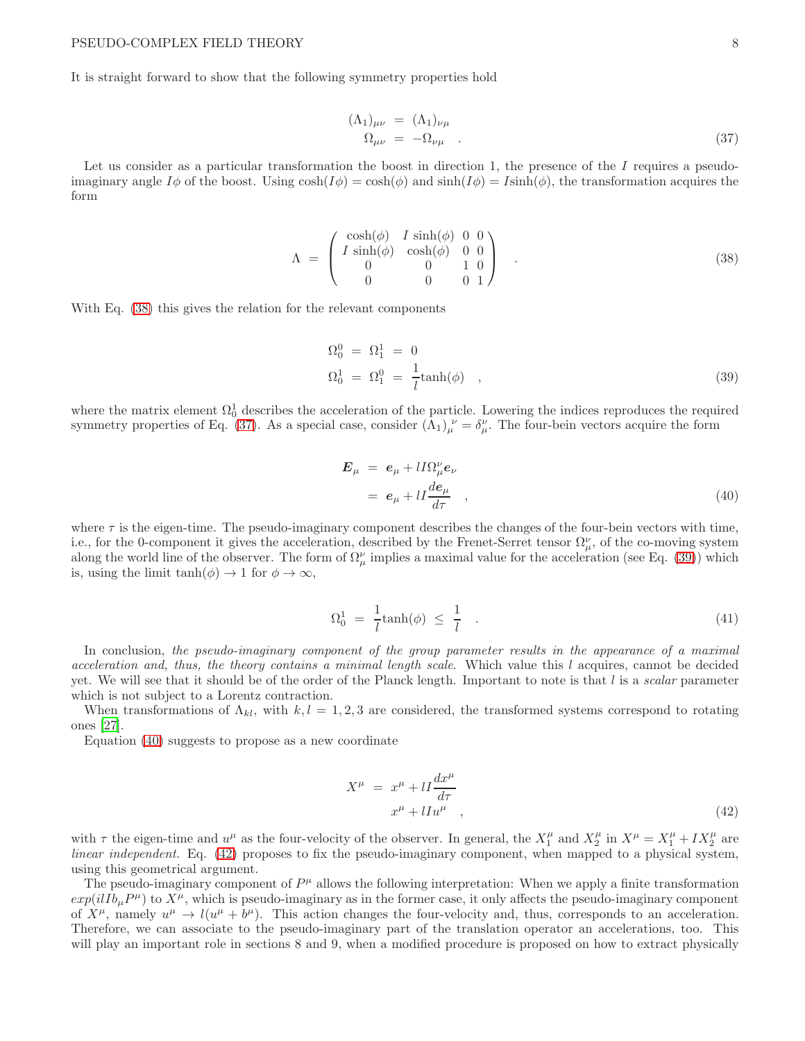It is straight forward to show that the following symmetry properties hold

$$
\begin{aligned}
(\Lambda_1)_{\mu\nu} &= (\Lambda_1)_{\nu\mu} \\
\Omega_{\mu\nu} &= -\Omega_{\nu\mu} \quad .
\end{aligned}
\tag{37}
$$

Let us consider as a particular transformation the boost in direction 1, the presence of the $I$ requires a pseudo-imaginary angle $I\phi$ of the boost. Using $\cosh(I\phi) = \cosh(\phi)$ and $\sinh(I\phi) = I\sinh(\phi)$, the transformation acquires the form

$$
\Lambda = \begin{pmatrix} \cosh(\phi) & I\,\sinh(\phi) & 0 & 0 \\ I\,\sinh(\phi) & \cosh(\phi) & 0 & 0 \\ 0 & 0 & 1 & 0 \\ 0 & 0 & 0 & 1 \end{pmatrix} \quad .
\tag{38}
$$

With Eq. (38) this gives the relation for the relevant components

$$
\begin{aligned}
\Omega_0^0 &= \Omega_1^1 = 0 \\
\Omega_0^1 &= \Omega_1^0 = \frac{1}{l}\tanh(\phi) \quad ,
\end{aligned}
\tag{39}
$$

where the matrix element $\Omega_0^1$ describes the acceleration of the particle. Lowering the indices reproduces the required symmetry properties of Eq. (37). As a special case, consider ${(\Lambda_1)_\mu}^\nu = \delta_\mu^\nu$. The four-bein vectors acquire the form

$$
\begin{aligned}
\boldsymbol{E}_\mu &= \boldsymbol{e}_\mu + lI\Omega_\mu^\nu \boldsymbol{e}_\nu \\
&= \boldsymbol{e}_\mu + lI\frac{d\boldsymbol{e}_\mu}{d\tau} \quad ,
\end{aligned}
\tag{40}
$$

where $\tau$ is the eigen-time. The pseudo-imaginary component describes the changes of the four-bein vectors with time, i.e., for the 0-component it gives the acceleration, described by the Frenet-Serret tensor $\Omega_\mu^\nu$, of the co-moving system along the world line of the observer. The form of $\Omega_\mu^\nu$ implies a maximal value for the acceleration (see Eq. (39)) which is, using the limit $\tanh(\phi) \rightarrow 1$ for $\phi \rightarrow \infty$,

$$
\Omega_0^1 = \frac{1}{l}\tanh(\phi) \leq \frac{1}{l} \quad .
\tag{41}
$$

In conclusion, *the pseudo-imaginary component of the group parameter results in the appearance of a maximal acceleration and, thus, the theory contains a minimal length scale*. Which value this $l$ acquires, cannot be decided yet. We will see that it should be of the order of the Planck length. Important to note is that $l$ is a *scalar* parameter which is not subject to a Lorentz contraction.

When transformations of $\Lambda_{kl}$, with $k, l = 1, 2, 3$ are considered, the transformed systems correspond to rotating ones [27].

Equation (40) suggests to propose as a new coordinate

$$
\begin{aligned}
X^\mu &= x^\mu + lI\frac{dx^\mu}{d\tau} \\
& x^\mu + lIu^\mu \quad ,
\end{aligned}
\tag{42}
$$

with $\tau$ the eigen-time and $u^\mu$ as the four-velocity of the observer. In general, the $X_1^\mu$ and $X_2^\mu$ in $X^\mu = X_1^\mu + IX_2^\mu$ are *linear independent*. Eq. (42) proposes to fix the pseudo-imaginary component, when mapped to a physical system, using this geometrical argument.

The pseudo-imaginary component of $P^\mu$ allows the following interpretation: When we apply a finite transformation $exp(ilIb_\mu P^\mu)$ to $X^\mu$, which is pseudo-imaginary as in the former case, it only affects the pseudo-imaginary component of $X^\mu$, namely $u^\mu \rightarrow l(u^\mu + b^\mu)$. This action changes the four-velocity and, thus, corresponds to an acceleration. Therefore, we can associate to the pseudo-imaginary part of the translation operator an accelerations, too. This will play an important role in sections 8 and 9, when a modified procedure is proposed on how to extract physically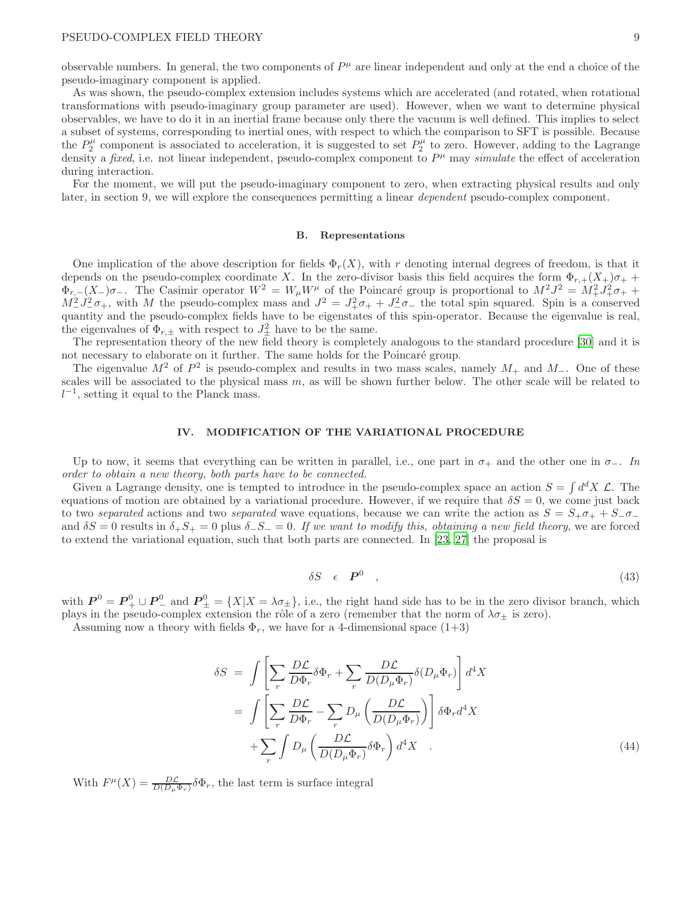observable numbers. In general, the two components of $P^\mu$ are linear independent and only at the end a choice of the pseudo-imaginary component is applied.

As was shown, the pseudo-complex extension includes systems which are accelerated (and rotated, when rotational transformations with pseudo-imaginary group parameter are used). However, when we want to determine physical observables, we have to do it in an inertial frame because only there the vacuum is well defined. This implies to select a subset of systems, corresponding to inertial ones, with respect to which the comparison to SFT is possible. Because the $P_2^\mu$ component is associated to acceleration, it is suggested to set $P_2^\mu$ to zero. However, adding to the Lagrange density a *fixed*, i.e. not linear independent, pseudo-complex component to $P^\mu$ may *simulate* the effect of acceleration during interaction.

For the moment, we will put the pseudo-imaginary component to zero, when extracting physical results and only later, in section 9, we will explore the consequences permitting a linear *dependent* pseudo-complex component.

### B. Representations

One implication of the above description for fields $\Phi_r(X)$, with $r$ denoting internal degrees of freedom, is that it depends on the pseudo-complex coordinate $X$. In the zero-divisor basis this field acquires the form $\Phi_{r,+}(X_+)\sigma_+ + \Phi_{r,-}(X_-)\sigma_-$. The Casimir operator $W^2 = W_\mu W^\mu$ of the Poincaré group is proportional to $M^2 J^2 = M_+^2 J_+^2 \sigma_+ + M_-^2 J_-^2 \sigma_+$, with $M$ the pseudo-complex mass and $J^2 = J_+^2\sigma_+ + J_-^2\sigma_-$ the total spin squared. Spin is a conserved quantity and the pseudo-complex fields have to be eigenstates of this spin-operator. Because the eigenvalue is real, the eigenvalues of $\Phi_{r,\pm}$ with respect to $J_\pm^2$ have to be the same.

The representation theory of the new field theory is completely analogous to the standard procedure [30] and it is not necessary to elaborate on it further. The same holds for the Poincaré group.

The eigenvalue $M^2$ of $P^2$ is pseudo-complex and results in two mass scales, namely $M_+$ and $M_-$. One of these scales will be associated to the physical mass $m$, as will be shown further below. The other scale will be related to $l^{-1}$, setting it equal to the Planck mass.

## IV. MODIFICATION OF THE VARIATIONAL PROCEDURE

Up to now, it seems that everything can be written in parallel, i.e., one part in $\sigma_+$ and the other one in $\sigma_-$. *In order to obtain a new theory, both parts have to be connected.*

Given a Lagrange density, one is tempted to introduce in the pseudo-complex space an action $S = \int d^dX\ \mathcal{L}$. The equations of motion are obtained by a variational procedure. However, if we require that $\delta S = 0$, we come just back to two *separated* actions and two *separated* wave equations, because we can write the action as $S = S_+\sigma_+ + S_-\sigma_-$ and $\delta S = 0$ results in $\delta_+ S_+ = 0$ plus $\delta_- S_- = 0$. *If we want to modify this, obtaining a new field theory*, we are forced to extend the variational equation, such that both parts are connected. In [23, 27] the proposal is

$$\delta S \quad \epsilon \quad \boldsymbol{P}^0 \quad , \tag{43}$$

with $\boldsymbol{P}^0 = \boldsymbol{P}_+^0 \cup \boldsymbol{P}_-^0$ and $\boldsymbol{P}_\pm^0 = \{X | X = \lambda\sigma_\pm\}$, i.e., the right hand side has to be in the zero divisor branch, which plays in the pseudo-complex extension the rôle of a zero (remember that the norm of $\lambda\sigma_\pm$ is zero).

Assuming now a theory with fields $\Phi_r$, we have for a 4-dimensional space (1+3)

$$\begin{aligned}
\delta S &= \int \left[ \sum_r \frac{D\mathcal{L}}{D\Phi_r}\delta\Phi_r + \sum_r \frac{D\mathcal{L}}{D(D_\mu\Phi_r)}\delta(D_\mu\Phi_r) \right] d^4X \\
&= \int \left[ \sum_r \frac{D\mathcal{L}}{D\Phi_r} - \sum_r D_\mu \left( \frac{D\mathcal{L}}{D(D_\mu\Phi_r)} \right) \right] \delta\Phi_r d^4X \\
&\quad + \sum_r \int D_\mu \left( \frac{D\mathcal{L}}{D(D_\mu\Phi_r)}\delta\Phi_r \right) d^4X \quad .
\end{aligned} \tag{44}$$

With $F^\mu(X) = \frac{D\mathcal{L}}{D(D_\mu\Phi_r)}\delta\Phi_r$, the last term is surface integral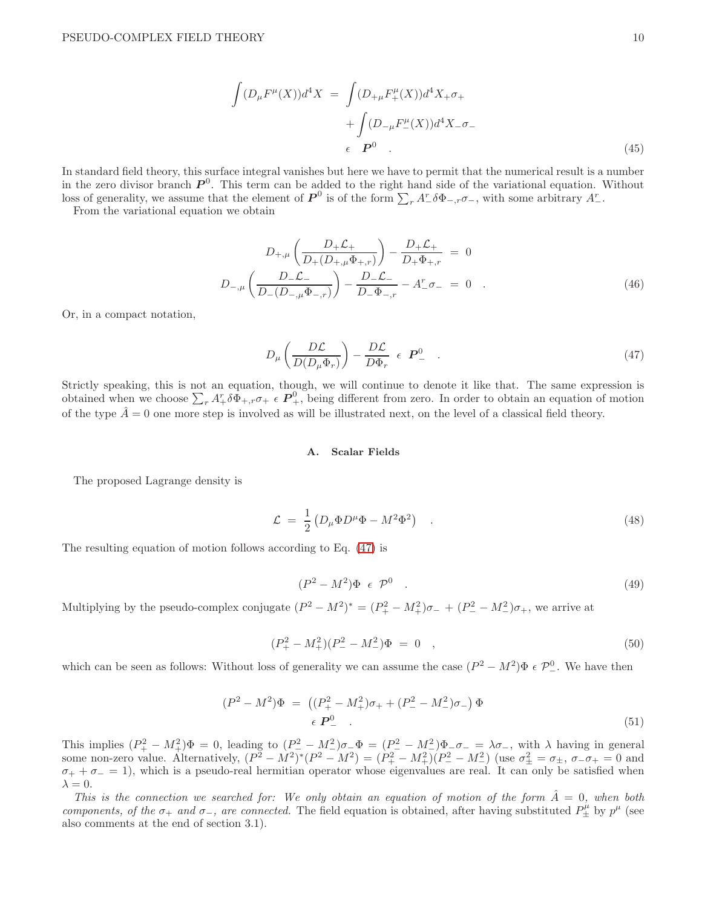$$
\begin{aligned}
\int (D_\mu F^\mu(X)) d^4X \; = \; & \int (D_{+\mu} F_+^\mu(X)) d^4X_+ \sigma_+ \\
& + \int (D_{-\mu} F_-^\mu(X)) d^4X_- \sigma_- \\
& \epsilon \quad \boldsymbol{P}^0 \quad .
\end{aligned}
\tag{45}
$$

In standard field theory, this surface integral vanishes but here we have to permit that the numerical result is a number in the zero divisor branch $\boldsymbol{P}^0$. This term can be added to the right hand side of the variational equation. Without loss of generality, we assume that the element of $\boldsymbol{P}^0$ is of the form $\sum_r A_-^r \delta\Phi_{-,r}\sigma_-$, with some arbitrary $A_-^r$.

From the variational equation we obtain

$$
\begin{aligned}
D_{+,\mu}\left(\frac{D_+\mathcal{L}_+}{D_+(D_{+,\mu}\Phi_{+,r})}\right) - \frac{D_+\mathcal{L}_+}{D_+\Phi_{+,r}} \; &= \; 0 \\
D_{-,\mu}\left(\frac{D_-\mathcal{L}_-}{D_-(D_{-,\mu}\Phi_{-,r})}\right) - \frac{D_-\mathcal{L}_-}{D_-\Phi_{-,r}} - A_-^r\sigma_- \; &= \; 0 \quad .
\end{aligned}
\tag{46}
$$

Or, in a compact notation,

$$
D_\mu\left(\frac{D\mathcal{L}}{D(D_\mu\Phi_r)}\right) - \frac{D\mathcal{L}}{D\Phi_r} \;\; \epsilon \;\; \boldsymbol{P}_-^0 \quad .
\tag{47}
$$

Strictly speaking, this is not an equation, though, we will continue to denote it like that. The same expression is obtained when we choose $\sum_r A_+^r \delta\Phi_{+,r}\sigma_+ \;\epsilon\; \boldsymbol{P}_+^0$, being different from zero. In order to obtain an equation of motion of the type $\hat{A} = 0$ one more step is involved as will be illustrated next, on the level of a classical field theory.

### A. Scalar Fields

The proposed Lagrange density is

$$
\mathcal{L} \; = \; \frac{1}{2}\left(D_\mu\Phi D^\mu\Phi - M^2\Phi^2\right) \quad .
\tag{48}
$$

The resulting equation of motion follows according to Eq. (47) is

$$
(P^2 - M^2)\Phi \;\; \epsilon \;\; \mathcal{P}^0 \quad .
\tag{49}
$$

Multiplying by the pseudo-complex conjugate $(P^2 - M^2)^* = (P_+^2 - M_+^2)\sigma_- + (P_-^2 - M_-^2)\sigma_+$, we arrive at

$$
(P_+^2 - M_+^2)(P_-^2 - M_-^2)\Phi \; = \; 0 \quad ,
\tag{50}
$$

which can be seen as follows: Without loss of generality we can assume the case $(P^2 - M^2)\Phi \;\epsilon\; \mathcal{P}_-^0$. We have then

$$
\begin{aligned}
(P^2 - M^2)\Phi \; = \; & \left((P_+^2 - M_+^2)\sigma_+ + (P_-^2 - M_-^2)\sigma_-\right)\Phi \\
& \epsilon \; \boldsymbol{P}_-^0 \quad .
\end{aligned}
\tag{51}
$$

This implies $(P_+^2 - M_+^2)\Phi = 0$, leading to $(P_-^2 - M_-^2)\sigma_-\Phi = (P_-^2 - M_-^2)\Phi_-\sigma_- = \lambda\sigma_-$, with $\lambda$ having in general some non-zero value. Alternatively, $(P^2 - M^2)^*(P^2 - M^2) = (P_+^2 - M_+^2)(P_-^2 - M_-^2)$ (use $\sigma_\pm^2 = \sigma_\pm$, $\sigma_-\sigma_+ = 0$ and $\sigma_+ + \sigma_- = 1$), which is a pseudo-real hermitian operator whose eigenvalues are real. It can only be satisfied when $\lambda = 0$.

*This is the connection we searched for: We only obtain an equation of motion of the form $\hat{A} = 0$, when both components, of the $\sigma_+$ and $\sigma_-$, are connected.* The field equation is obtained, after having substituted $P_\pm^\mu$ by $p^\mu$ (see also comments at the end of section 3.1).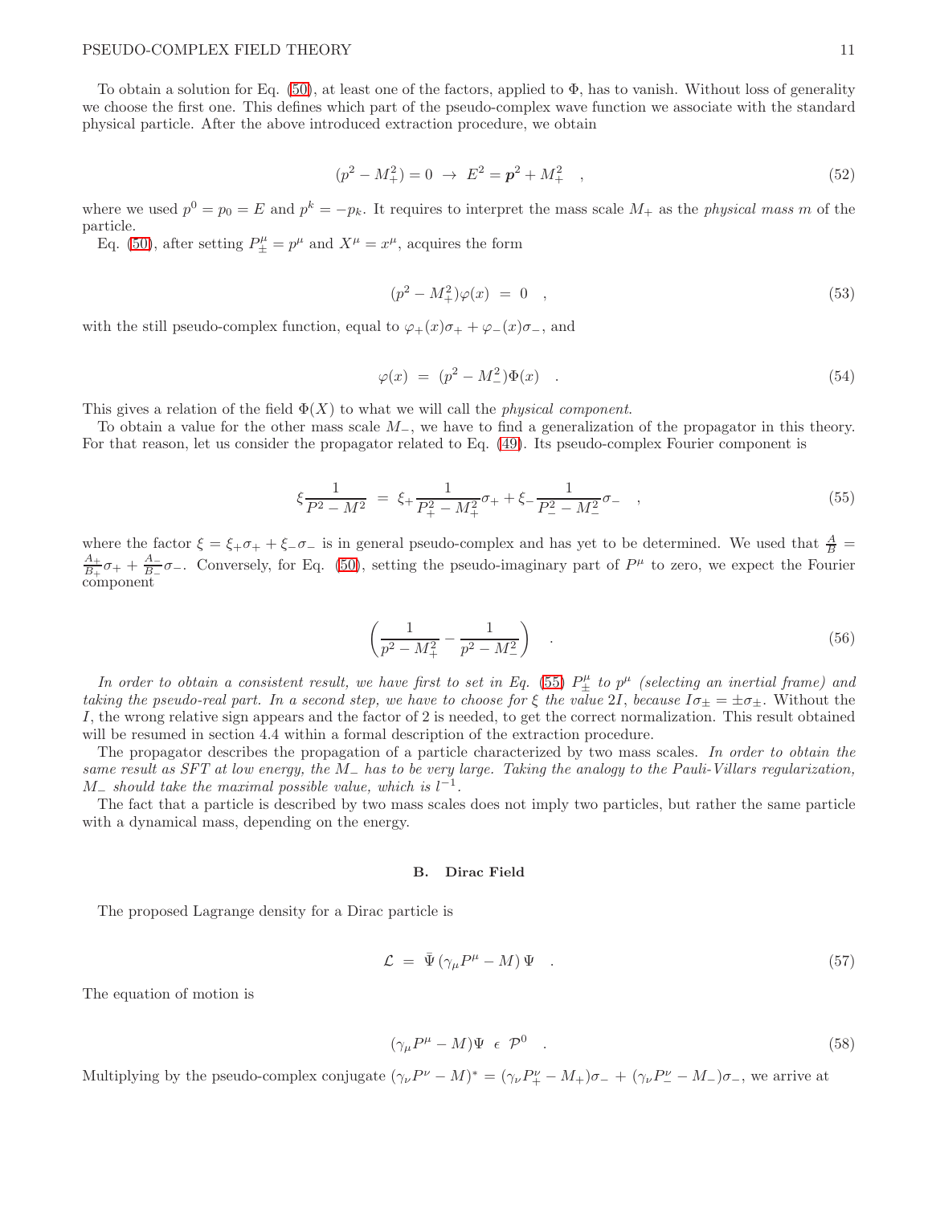To obtain a solution for Eq. (50), at least one of the factors, applied to $\Phi$, has to vanish. Without loss of generality we choose the first one. This defines which part of the pseudo-complex wave function we associate with the standard physical particle. After the above introduced extraction procedure, we obtain

$$(p^2 - M_+^2) = 0 \;\rightarrow\; E^2 = \boldsymbol{p}^2 + M_+^2 \quad , \tag{52}$$

where we used $p^0 = p_0 = E$ and $p^k = -p_k$. It requires to interpret the mass scale $M_+$ as the *physical mass* $m$ of the particle.

Eq. (50), after setting $P_\pm^\mu = p^\mu$ and $X^\mu = x^\mu$, acquires the form

$$(p^2 - M_+^2)\varphi(x) \;=\; 0 \quad , \tag{53}$$

with the still pseudo-complex function, equal to $\varphi_+(x)\sigma_+ + \varphi_-(x)\sigma_-$, and

$$\varphi(x) \;=\; (p^2 - M_-^2)\Phi(x) \quad . \tag{54}$$

This gives a relation of the field $\Phi(X)$ to what we will call the *physical component*.

To obtain a value for the other mass scale $M_-$, we have to find a generalization of the propagator in this theory. For that reason, let us consider the propagator related to Eq. (49). Its pseudo-complex Fourier component is

$$\xi \frac{1}{P^2 - M^2} \;=\; \xi_+ \frac{1}{P_+^2 - M_+^2}\sigma_+ + \xi_- \frac{1}{P_-^2 - M_-^2}\sigma_- \quad , \tag{55}$$

where the factor $\xi = \xi_+\sigma_+ + \xi_-\sigma_-$ is in general pseudo-complex and has yet to be determined. We used that $\frac{A}{B} = \frac{A_+}{B_+}\sigma_+ + \frac{A_-}{B_-}\sigma_-$. Conversely, for Eq. (50), setting the pseudo-imaginary part of $P^\mu$ to zero, we expect the Fourier component

$$\left(\frac{1}{p^2 - M_+^2} - \frac{1}{p^2 - M_-^2}\right) \quad . \tag{56}$$

*In order to obtain a consistent result, we have first to set in Eq. (55) $P_\pm^\mu$ to $p^\mu$ (selecting an inertial frame) and taking the pseudo-real part. In a second step, we have to choose for $\xi$ the value $2I$, because $I\sigma_\pm = \pm\sigma_\pm$.* Without the $I$, the wrong relative sign appears and the factor of 2 is needed, to get the correct normalization. This result obtained will be resumed in section 4.4 within a formal description of the extraction procedure.

The propagator describes the propagation of a particle characterized by two mass scales. *In order to obtain the same result as SFT at low energy, the $M_-$ has to be very large. Taking the analogy to the Pauli-Villars regularization, $M_-$ should take the maximal possible value, which is $l^{-1}$.*

The fact that a particle is described by two mass scales does not imply two particles, but rather the same particle with a dynamical mass, depending on the energy.

### B. Dirac Field

The proposed Lagrange density for a Dirac particle is

$$\mathcal{L} \;=\; \bar{\Psi}\left(\gamma_\mu P^\mu - M\right)\Psi \quad . \tag{57}$$

The equation of motion is

$$(\gamma_\mu P^\mu - M)\Psi \;\epsilon\; \mathcal{P}^0 \quad . \tag{58}$$

Multiplying by the pseudo-complex conjugate $(\gamma_\nu P^\nu - M)^* = (\gamma_\nu P_+^\nu - M_+)\sigma_- + (\gamma_\nu P_-^\nu - M_-)\sigma_-$, we arrive at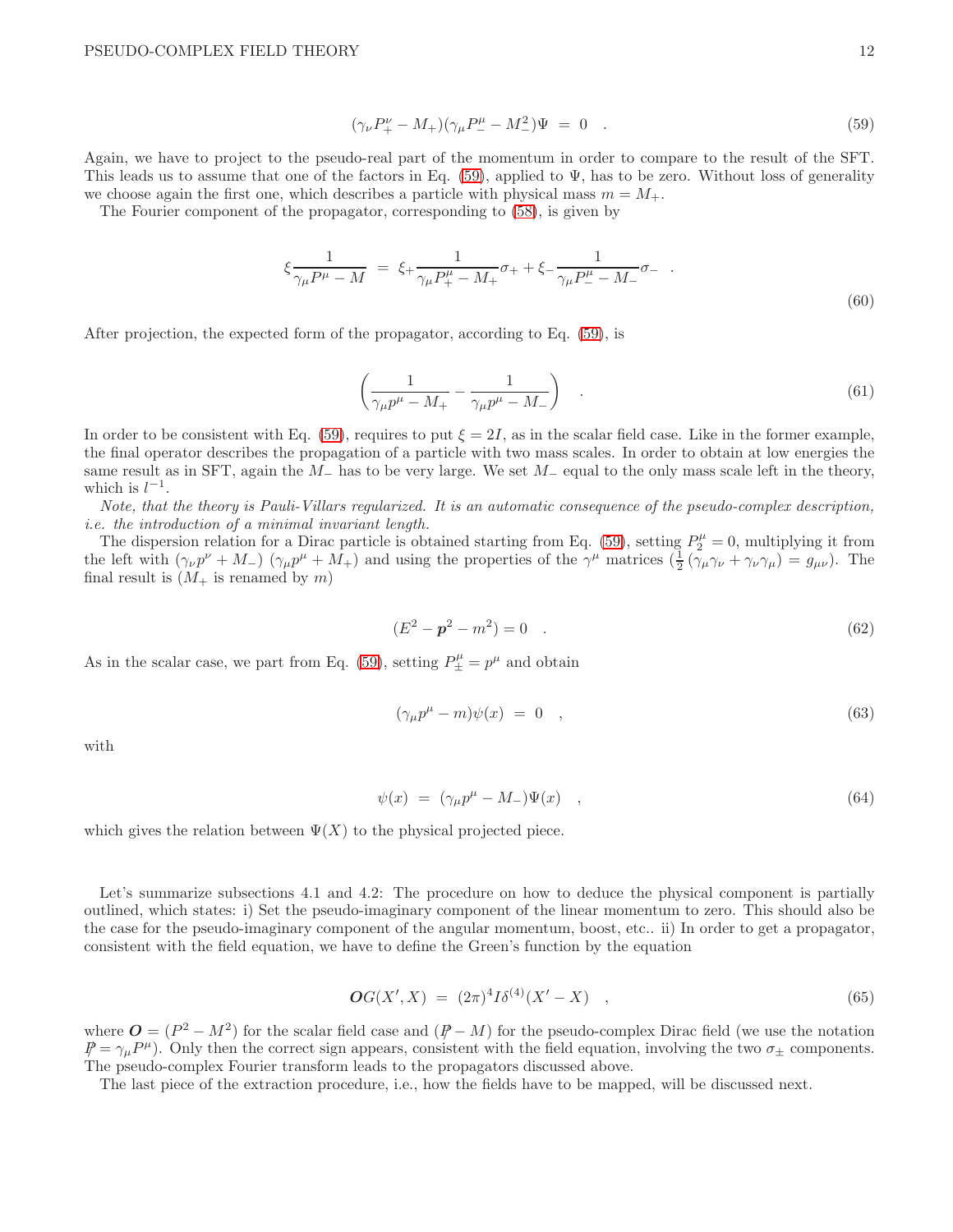$$(\gamma_\nu P_+^\nu - M_+)(\gamma_\mu P_-^\mu - M_-^2)\Psi \ = \ 0 \quad . \tag{59}$$

Again, we have to project to the pseudo-real part of the momentum in order to compare to the result of the SFT. This leads us to assume that one of the factors in Eq. (59), applied to $\Psi$, has to be zero. Without loss of generality we choose again the first one, which describes a particle with physical mass $m = M_+$.

The Fourier component of the propagator, corresponding to (58), is given by

$$\xi \frac{1}{\gamma_\mu P^\mu - M} \ = \ \xi_+ \frac{1}{\gamma_\mu P_+^\mu - M_+}\sigma_+ + \xi_- \frac{1}{\gamma_\mu P_-^\mu - M_-}\sigma_- \quad . \tag{60}$$

After projection, the expected form of the propagator, according to Eq. (59), is

$$\left( \frac{1}{\gamma_\mu p^\mu - M_+} - \frac{1}{\gamma_\mu p^\mu - M_-} \right) \quad . \tag{61}$$

In order to be consistent with Eq. (59), requires to put $\xi = 2I$, as in the scalar field case. Like in the former example, the final operator describes the propagation of a particle with two mass scales. In order to obtain at low energies the same result as in SFT, again the $M_-$ has to be very large. We set $M_-$ equal to the only mass scale left in the theory, which is $l^{-1}$.

*Note, that the theory is Pauli-Villars regularized. It is an automatic consequence of the pseudo-complex description, i.e. the introduction of a minimal invariant length.*

The dispersion relation for a Dirac particle is obtained starting from Eq. (59), setting $P_2^\mu = 0$, multiplying it from the left with $(\gamma_\nu p^\nu + M_-)$ $(\gamma_\mu p^\mu + M_+)$ and using the properties of the $\gamma^\mu$ matrices ($\frac{1}{2}(\gamma_\mu\gamma_\nu + \gamma_\nu\gamma_\mu) = g_{\mu\nu}$). The final result is ($M_+$ is renamed by $m$)

$$(E^2 - \boldsymbol{p}^2 - m^2) = 0 \quad . \tag{62}$$

As in the scalar case, we part from Eq. (59), setting $P_\pm^\mu = p^\mu$ and obtain

$$(\gamma_\mu p^\mu - m)\psi(x) \ = \ 0 \quad , \tag{63}$$

with

$$\psi(x) \ = \ (\gamma_\mu p^\mu - M_-)\Psi(x) \quad , \tag{64}$$

which gives the relation between $\Psi(X)$ to the physical projected piece.

Let's summarize subsections 4.1 and 4.2: The procedure on how to deduce the physical component is partially outlined, which states: i) Set the pseudo-imaginary component of the linear momentum to zero. This should also be the case for the pseudo-imaginary component of the angular momentum, boost, etc.. ii) In order to get a propagator, consistent with the field equation, we have to define the Green's function by the equation

$$\boldsymbol{O}G(X', X) \ = \ (2\pi)^4 I \delta^{(4)}(X' - X) \quad , \tag{65}$$

where $\boldsymbol{O} = (P^2 - M^2)$ for the scalar field case and $(\not{P} - M)$ for the pseudo-complex Dirac field (we use the notation $\not{P} = \gamma_\mu P^\mu$). Only then the correct sign appears, consistent with the field equation, involving the two $\sigma_\pm$ components. The pseudo-complex Fourier transform leads to the propagators discussed above.

The last piece of the extraction procedure, i.e., how the fields have to be mapped, will be discussed next.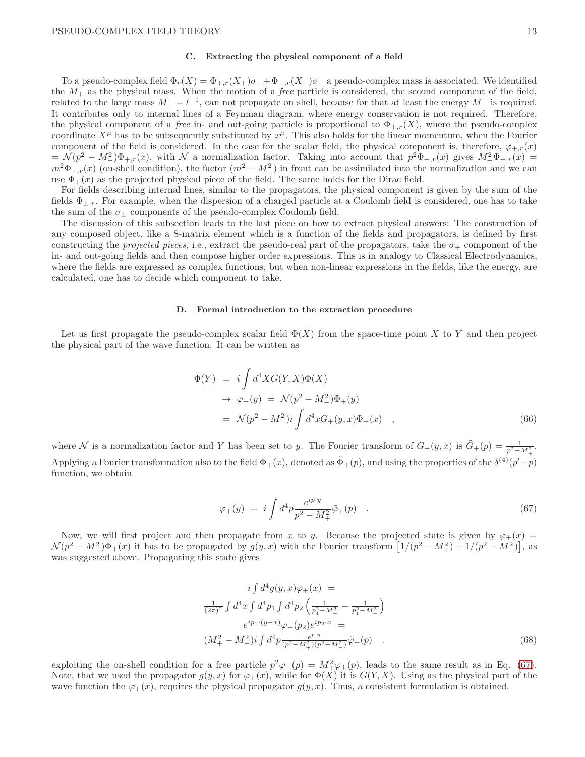### C. Extracting the physical component of a field

To a pseudo-complex field $\Phi_r(X) = \Phi_{+,r}(X_+)\sigma_+ + \Phi_{-,r}(X_-)\sigma_-$ a pseudo-complex mass is associated. We identified the $M_+$ as the physical mass. When the motion of a *free* particle is considered, the second component of the field, related to the large mass $M_- = l^{-1}$, can not propagate on shell, because for that at least the energy $M_-$ is required. It contributes only to internal lines of a Feynman diagram, where energy conservation is not required. Therefore, the physical component of a *free* in- and out-going particle is proportional to $\Phi_{+,r}(X)$, where the pseudo-complex coordinate $X^\mu$ has to be subsequently substituted by $x^\mu$. This also holds for the linear momentum, when the Fourier component of the field is considered. In the case for the scalar field, the physical component is, therefore, $\varphi_{+,r}(x) = \mathcal{N}(p^2 - M_-^2)\Phi_{+,r}(x)$, with $\mathcal{N}$ a normalization factor. Taking into account that $p^2\Phi_{+,r}(x)$ gives $M_+^2\Phi_{+,r}(x) = m^2\Phi_{+,r}(x)$ (on-shell condition), the factor $(m^2 - M_-^2)$ in front can be assimilated into the normalization and we can use $\Phi_+(x)$ as the projected physical piece of the field. The same holds for the Dirac field.

For fields describing internal lines, similar to the propagators, the physical component is given by the sum of the fields $\Phi_{\pm,r}$. For example, when the dispersion of a charged particle at a Coulomb field is considered, one has to take the sum of the $\sigma_\pm$ components of the pseudo-complex Coulomb field.

The discussion of this subsection leads to the last piece on how to extract physical answers: The construction of any composed object, like a S-matrix element which is a function of the fields and propagators, is defined by first constructing the *projected pieces*, i.e., extract the pseudo-real part of the propagators, take the $\sigma_+$ component of the in- and out-going fields and then compose higher order expressions. This is in analogy to Classical Electrodynamics, where the fields are expressed as complex functions, but when non-linear expressions in the fields, like the energy, are calculated, one has to decide which component to take.

### D. Formal introduction to the extraction procedure

Let us first propagate the pseudo-complex scalar field $\Phi(X)$ from the space-time point $X$ to $Y$ and then project the physical part of the wave function. It can be written as

$$
\begin{aligned}
\Phi(Y) &= i\int d^4X G(Y,X)\Phi(X) \\
&\to \varphi_+(y) = \mathcal{N}(p^2 - M_-^2)\Phi_+(y) \\
&= \mathcal{N}(p^2 - M_-^2) i\int d^4x G_+(y,x)\Phi_+(x) \quad ,
\end{aligned}
\tag{66}
$$

where $\mathcal{N}$ is a normalization factor and $Y$ has been set to $y$. The Fourier transform of $G_+(y,x)$ is $\tilde{G}_+(p) = \frac{1}{p^2 - M_+^2}$. Applying a Fourier transformation also to the field $\Phi_+(x)$, denoted as $\tilde{\Phi}_+(p)$, and using the properties of the $\delta^{(4)}(p'-p)$ function, we obtain

$$
\varphi_+(y) = i\int d^4p \frac{e^{ip\cdot y}}{p^2 - M_+^2}\tilde{\varphi}_+(p) \quad .
\tag{67}
$$

Now, we will first project and then propagate from $x$ to $y$. Because the projected state is given by $\varphi_+(x) = \mathcal{N}(p^2 - M_-^2)\Phi_+(x)$ it has to be propagated by $g(y,x)$ with the Fourier transform $\left[1/(p^2 - M_+^2) - 1/(p^2 - M_-^2)\right]$, as was suggested above. Propagating this state gives

$$
\begin{aligned}
& i\int d^4 g(y,x)\varphi_+(x) = \\
& \frac{1}{(2\pi)^2}\int d^4x \int d^4p_1 \int d^4p_2 \left(\frac{1}{p_1^2 - M_+^2} - \frac{1}{p_1^2 - M_-^2}\right) \\
& e^{ip_1\cdot(y-x)}\varphi_+(p_2)e^{ip_2\cdot x} = \\
& (M_+^2 - M_-^2) i\int d^4p \frac{e^{p\cdot y}}{(p^2 - M_+^2)(p^2 - M_-^2)}\tilde{\varphi}_+(p) \quad .
\end{aligned}
\tag{68}
$$

exploiting the on-shell condition for a free particle $p^2\varphi_+(p) = M_+^2\varphi_+(p)$, leads to the same result as in Eq. (67). Note, that we used the propagator $g(y,x)$ for $\varphi_+(x)$, while for $\Phi(X)$ it is $G(Y,X)$. Using as the physical part of the wave function the $\varphi_+(x)$, requires the physical propagator $g(y,x)$. Thus, a consistent formulation is obtained.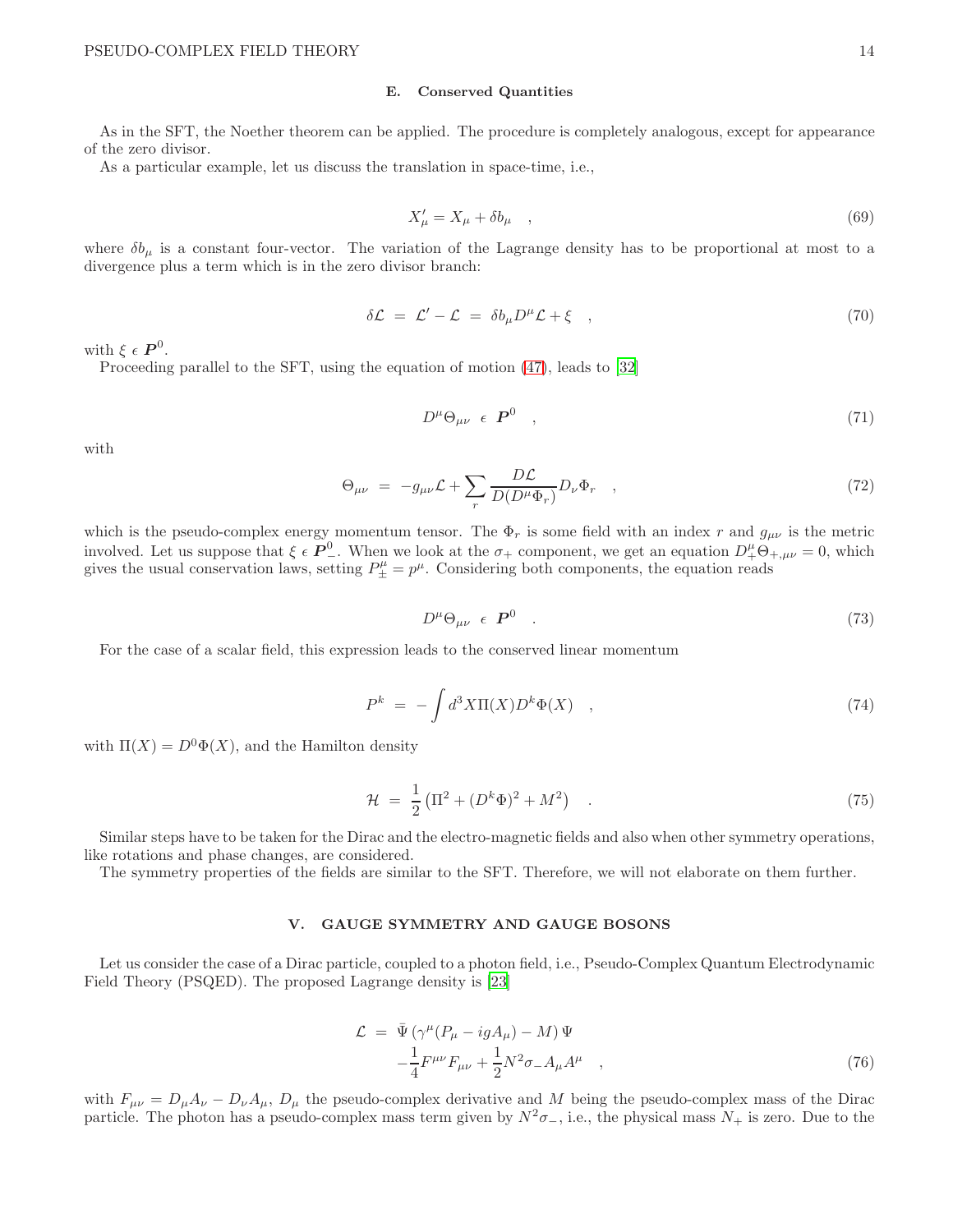### E. Conserved Quantities

As in the SFT, the Noether theorem can be applied. The procedure is completely analogous, except for appearance of the zero divisor.

As a particular example, let us discuss the translation in space-time, i.e.,

$$X'_\mu = X_\mu + \delta b_\mu \quad , \tag{69}$$

where $\delta b_\mu$ is a constant four-vector. The variation of the Lagrange density has to be proportional at most to a divergence plus a term which is in the zero divisor branch:

$$\delta \mathcal{L} \ = \ \mathcal{L}' - \mathcal{L} \ = \ \delta b_\mu D^\mu \mathcal{L} + \xi \quad , \tag{70}$$

with $\xi \ \epsilon \ \boldsymbol{P}^0$.

Proceeding parallel to the SFT, using the equation of motion (47), leads to [32]

$$D^\mu \Theta_{\mu\nu} \ \epsilon \ \boldsymbol{P}^0 \quad , \tag{71}$$

with

$$\Theta_{\mu\nu} \ = \ -g_{\mu\nu}\mathcal{L} + \sum_r \frac{D\mathcal{L}}{D(D^\mu \Phi_r)} D_\nu \Phi_r \quad , \tag{72}$$

which is the pseudo-complex energy momentum tensor. The $\Phi_r$ is some field with an index $r$ and $g_{\mu\nu}$ is the metric involved. Let us suppose that $\xi \ \epsilon \ \boldsymbol{P}^0_-$. When we look at the $\sigma_+$ component, we get an equation $D^\mu_+ \Theta_{+,\mu\nu} = 0$, which gives the usual conservation laws, setting $P^\mu_\pm = p^\mu$. Considering both components, the equation reads

$$D^\mu \Theta_{\mu\nu} \ \epsilon \ \boldsymbol{P}^0 \quad . \tag{73}$$

For the case of a scalar field, this expression leads to the conserved linear momentum

$$P^k \ = \ -\int d^3X \Pi(X) D^k \Phi(X) \quad , \tag{74}$$

with $\Pi(X) = D^0\Phi(X)$, and the Hamilton density

$$\mathcal{H} \ = \ \frac{1}{2}\left(\Pi^2 + (D^k\Phi)^2 + M^2\right) \quad . \tag{75}$$

Similar steps have to be taken for the Dirac and the electro-magnetic fields and also when other symmetry operations, like rotations and phase changes, are considered.

The symmetry properties of the fields are similar to the SFT. Therefore, we will not elaborate on them further.

## V. GAUGE SYMMETRY AND GAUGE BOSONS

Let us consider the case of a Dirac particle, coupled to a photon field, i.e., Pseudo-Complex Quantum Electrodynamic Field Theory (PSQED). The proposed Lagrange density is [23]

$$\begin{aligned} \mathcal{L} \ &= \ \bar{\Psi}\left(\gamma^\mu (P_\mu - igA_\mu) - M\right)\Psi \\ &-\frac{1}{4}F^{\mu\nu}F_{\mu\nu} + \frac{1}{2}N^2\sigma_- A_\mu A^\mu \quad , \end{aligned} \tag{76}$$

with $F_{\mu\nu} = D_\mu A_\nu - D_\nu A_\mu$, $D_\mu$ the pseudo-complex derivative and $M$ being the pseudo-complex mass of the Dirac particle. The photon has a pseudo-complex mass term given by $N^2\sigma_-$, i.e., the physical mass $N_+$ is zero. Due to the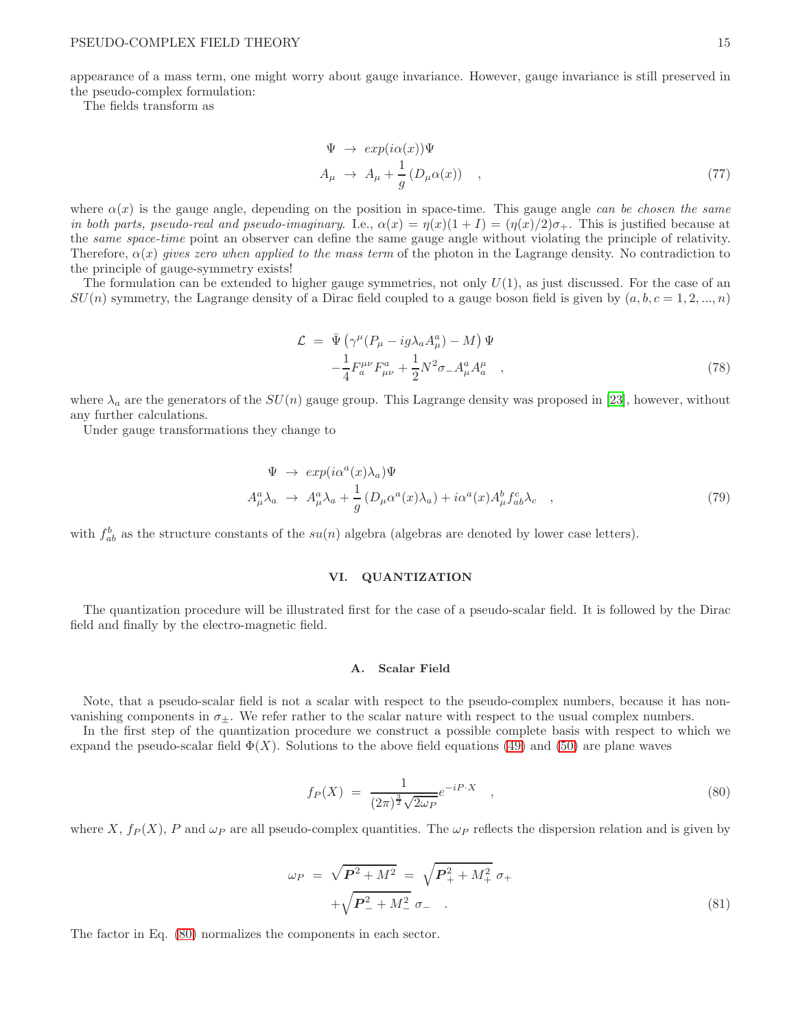appearance of a mass term, one might worry about gauge invariance. However, gauge invariance is still preserved in the pseudo-complex formulation:

The fields transform as

$$
\begin{aligned}
\Psi &\rightarrow exp(i\alpha(x))\Psi \\
A_\mu &\rightarrow A_\mu + \frac{1}{g}\left(D_\mu \alpha(x)\right) \quad ,
\end{aligned}
\tag{77}
$$

where $\alpha(x)$ is the gauge angle, depending on the position in space-time. This gauge angle *can be chosen the same in both parts, pseudo-real and pseudo-imaginary*. I.e., $\alpha(x) = \eta(x)(1+I) = (\eta(x)/2)\sigma_+$. This is justified because at the *same space-time* point an observer can define the same gauge angle without violating the principle of relativity. Therefore, $\alpha(x)$ *gives zero when applied to the mass term* of the photon in the Lagrange density. No contradiction to the principle of gauge-symmetry exists!

The formulation can be extended to higher gauge symmetries, not only $U(1)$, as just discussed. For the case of an $SU(n)$ symmetry, the Lagrange density of a Dirac field coupled to a gauge boson field is given by $(a,b,c = 1,2,...,n)$

$$
\begin{aligned}
\mathcal{L} &= \bar{\Psi}\left(\gamma^\mu (P_\mu - ig\lambda_a A^a_\mu) - M\right)\Psi \\
&\quad -\frac{1}{4}F^{\mu\nu}_a F^a_{\mu\nu} + \frac{1}{2}N^2 \sigma_- A^a_\mu A^\mu_a \quad ,
\end{aligned}
\tag{78}
$$

where $\lambda_a$ are the generators of the $SU(n)$ gauge group. This Lagrange density was proposed in [23], however, without any further calculations.

Under gauge transformations they change to

$$
\begin{aligned}
\Psi &\rightarrow exp(i\alpha^a(x)\lambda_a)\Psi \\
A^a_\mu \lambda_a &\rightarrow A^a_\mu \lambda_a + \frac{1}{g}\left(D_\mu \alpha^a(x)\lambda_a\right) + i\alpha^a(x)A^b_\mu f^c_{ab}\lambda_c \quad ,
\end{aligned}
\tag{79}
$$

with $f^b_{ab}$ as the structure constants of the $su(n)$ algebra (algebras are denoted by lower case letters).

## VI. QUANTIZATION

The quantization procedure will be illustrated first for the case of a pseudo-scalar field. It is followed by the Dirac field and finally by the electro-magnetic field.

### A. Scalar Field

Note, that a pseudo-scalar field is not a scalar with respect to the pseudo-complex numbers, because it has non-vanishing components in $\sigma_\pm$. We refer rather to the scalar nature with respect to the usual complex numbers.

In the first step of the quantization procedure we construct a possible complete basis with respect to which we expand the pseudo-scalar field $\Phi(X)$. Solutions to the above field equations (49) and (50) are plane waves

$$
f_P(X) = \frac{1}{(2\pi)^{\frac{3}{2}}\sqrt{2\omega_P}} e^{-iP\cdot X} \quad ,
\tag{80}
$$

where $X$, $f_P(X)$, $P$ and $\omega_P$ are all pseudo-complex quantities. The $\omega_P$ reflects the dispersion relation and is given by

$$
\begin{aligned}
\omega_P &= \sqrt{\boldsymbol{P}^2 + M^2} = \sqrt{\boldsymbol{P}_+^2 + M_+^2}\ \sigma_+ \\
&\quad + \sqrt{\boldsymbol{P}_-^2 + M_-^2}\ \sigma_- \quad .
\end{aligned}
\tag{81}
$$

The factor in Eq. (80) normalizes the components in each sector.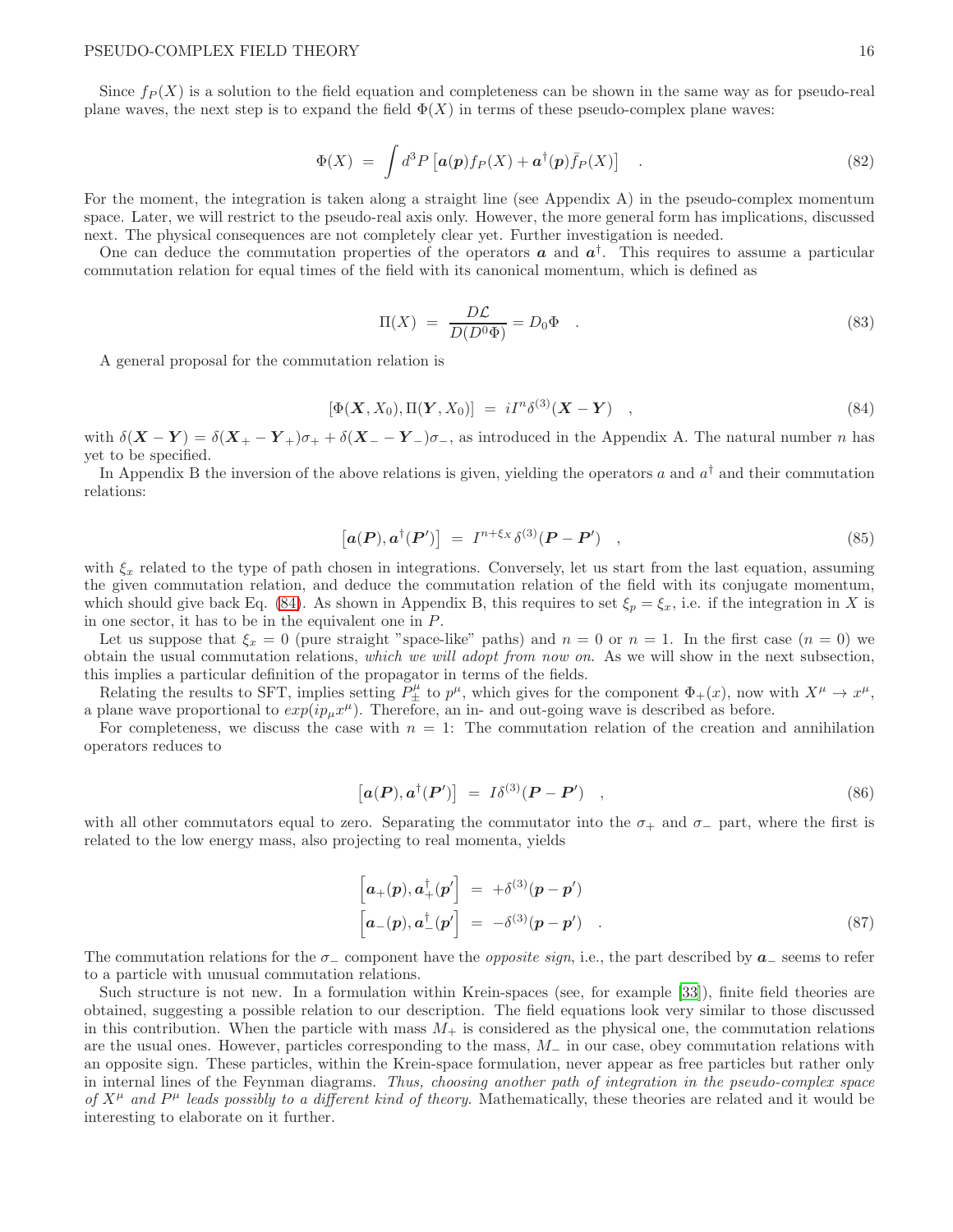Since $f_P(X)$ is a solution to the field equation and completeness can be shown in the same way as for pseudo-real plane waves, the next step is to expand the field $\Phi(X)$ in terms of these pseudo-complex plane waves:

$$
\Phi(X) \;=\; \int d^3P \left[\boldsymbol{a}(\boldsymbol{p})f_P(X) + \boldsymbol{a}^\dagger(\boldsymbol{p})\bar{f}_P(X)\right] \quad . \tag{82}
$$

For the moment, the integration is taken along a straight line (see Appendix A) in the pseudo-complex momentum space. Later, we will restrict to the pseudo-real axis only. However, the more general form has implications, discussed next. The physical consequences are not completely clear yet. Further investigation is needed.

One can deduce the commutation properties of the operators $\boldsymbol{a}$ and $\boldsymbol{a}^\dagger$. This requires to assume a particular commutation relation for equal times of the field with its canonical momentum, which is defined as

$$
\Pi(X) \;=\; \frac{D\mathcal{L}}{D(D^0\Phi)} = D_0\Phi \quad . \tag{83}
$$

A general proposal for the commutation relation is

$$
[\Phi(\boldsymbol{X},X_0), \Pi(\boldsymbol{Y},X_0)] \;=\; iI^n\delta^{(3)}(\boldsymbol{X}-\boldsymbol{Y}) \quad , \tag{84}
$$

with $\delta(\boldsymbol{X}-\boldsymbol{Y}) = \delta(\boldsymbol{X}_+ - \boldsymbol{Y}_+)\sigma_+ + \delta(\boldsymbol{X}_- - \boldsymbol{Y}_-)\sigma_-$, as introduced in the Appendix A. The natural number $n$ has yet to be specified.

In Appendix B the inversion of the above relations is given, yielding the operators $a$ and $a^\dagger$ and their commutation relations:

$$
\left[\boldsymbol{a}(\boldsymbol{P}), \boldsymbol{a}^\dagger(\boldsymbol{P}')\right] \;=\; I^{n+\xi_X}\delta^{(3)}(\boldsymbol{P}-\boldsymbol{P}') \quad , \tag{85}
$$

with $\xi_x$ related to the type of path chosen in integrations. Conversely, let us start from the last equation, assuming the given commutation relation, and deduce the commutation relation of the field with its conjugate momentum, which should give back Eq. (84). As shown in Appendix B, this requires to set $\xi_p = \xi_x$, i.e. if the integration in X is in one sector, it has to be in the equivalent one in P.

Let us suppose that $\xi_x = 0$ (pure straight "space-like" paths) and $n = 0$ or $n = 1$. In the first case ($n = 0$) we obtain the usual commutation relations, *which we will adopt from now on*. As we will show in the next subsection, this implies a particular definition of the propagator in terms of the fields.

Relating the results to SFT, implies setting $P^\mu_\pm$ to $p^\mu$, which gives for the component $\Phi_+(x)$, now with $X^\mu \to x^\mu$, a plane wave proportional to $exp(ip_\mu x^\mu)$. Therefore, an in- and out-going wave is described as before.

For completeness, we discuss the case with $n = 1$: The commutation relation of the creation and annihilation operators reduces to

$$
\left[\boldsymbol{a}(\boldsymbol{P}), \boldsymbol{a}^\dagger(\boldsymbol{P}')\right] \;=\; I\delta^{(3)}(\boldsymbol{P}-\boldsymbol{P}') \quad , \tag{86}
$$

with all other commutators equal to zero. Separating the commutator into the $\sigma_+$ and $\sigma_-$ part, where the first is related to the low energy mass, also projecting to real momenta, yields

$$
\begin{aligned}
\left[\boldsymbol{a}_+(\boldsymbol{p}), \boldsymbol{a}_+^\dagger(\boldsymbol{p}')\right] \;&=\; +\delta^{(3)}(\boldsymbol{p}-\boldsymbol{p}') \\
\left[\boldsymbol{a}_-(\boldsymbol{p}), \boldsymbol{a}_-^\dagger(\boldsymbol{p}')\right] \;&=\; -\delta^{(3)}(\boldsymbol{p}-\boldsymbol{p}') \quad .
\end{aligned} \tag{87}
$$

The commutation relations for the $\sigma_-$ component have the *opposite sign*, i.e., the part described by $\boldsymbol{a}_-$ seems to refer to a particle with unusual commutation relations.

Such structure is not new. In a formulation within Krein-spaces (see, for example [33]), finite field theories are obtained, suggesting a possible relation to our description. The field equations look very similar to those discussed in this contribution. When the particle with mass $M_+$ is considered as the physical one, the commutation relations are the usual ones. However, particles corresponding to the mass, $M_-$ in our case, obey commutation relations with an opposite sign. These particles, within the Krein-space formulation, never appear as free particles but rather only in internal lines of the Feynman diagrams. *Thus, choosing another path of integration in the pseudo-complex space of $X^\mu$ and $P^\mu$ leads possibly to a different kind of theory.* Mathematically, these theories are related and it would be interesting to elaborate on it further.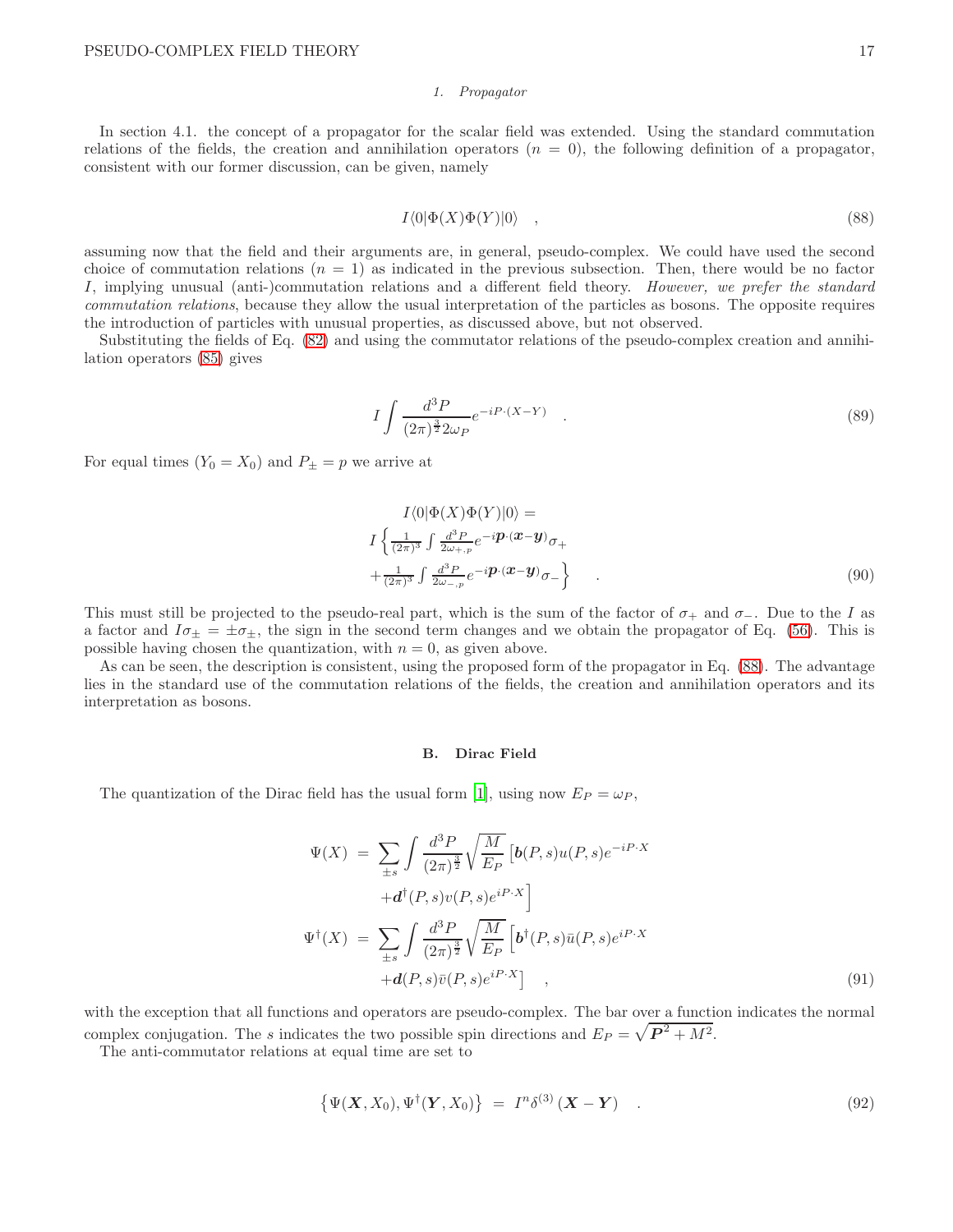#### 1. Propagator

In section 4.1. the concept of a propagator for the scalar field was extended. Using the standard commutation relations of the fields, the creation and annihilation operators ($n = 0$), the following definition of a propagator, consistent with our former discussion, can be given, namely

$$
I\langle 0|\Phi(X)\Phi(Y)|0\rangle \quad , \tag{88}
$$

assuming now that the field and their arguments are, in general, pseudo-complex. We could have used the second choice of commutation relations ($n = 1$) as indicated in the previous subsection. Then, there would be no factor $I$, implying unusual (anti-)commutation relations and a different field theory. *However, we prefer the standard commutation relations*, because they allow the usual interpretation of the particles as bosons. The opposite requires the introduction of particles with unusual properties, as discussed above, but not observed.

Substituting the fields of Eq. (82) and using the commutator relations of the pseudo-complex creation and annihilation operators (85) gives

$$
I\int \frac{d^3P}{(2\pi)^{\frac{3}{2}} 2\omega_P} e^{-iP\cdot(X-Y)} \quad . \tag{89}
$$

For equal times ($Y_0 = X_0$) and $P_\pm = p$ we arrive at

$$
\begin{aligned}
& I\langle 0|\Phi(X)\Phi(Y)|0\rangle = \\
& I\left\{ \tfrac{1}{(2\pi)^3}\int \tfrac{d^3P}{2\omega_{+,p}} e^{-i\boldsymbol{p}\cdot(\boldsymbol{x}-\boldsymbol{y})}\sigma_+ \right. \\
& \left. + \tfrac{1}{(2\pi)^3}\int \tfrac{d^3P}{2\omega_{-,p}} e^{-i\boldsymbol{p}\cdot(\boldsymbol{x}-\boldsymbol{y})}\sigma_- \right\} \quad .
\end{aligned} \tag{90}
$$

This must still be projected to the pseudo-real part, which is the sum of the factor of $\sigma_+$ and $\sigma_-$. Due to the $I$ as a factor and $I\sigma_\pm = \pm\sigma_\pm$, the sign in the second term changes and we obtain the propagator of Eq. (56). This is possible having chosen the quantization, with $n = 0$, as given above.

As can be seen, the description is consistent, using the proposed form of the propagator in Eq. (88). The advantage lies in the standard use of the commutation relations of the fields, the creation and annihilation operators and its interpretation as bosons.

### B. Dirac Field

The quantization of the Dirac field has the usual form [1], using now $E_P = \omega_P$,

$$
\begin{aligned}
\Psi(X) &= \sum_{\pm s}\int \frac{d^3P}{(2\pi)^{\frac{3}{2}}}\sqrt{\frac{M}{E_P}}\left[\boldsymbol{b}(P,s)u(P,s)e^{-iP\cdot X} \right. \\
&\quad \left. +\boldsymbol{d}^\dagger(P,s)v(P,s)e^{iP\cdot X}\right] \\
\Psi^\dagger(X) &= \sum_{\pm s}\int \frac{d^3P}{(2\pi)^{\frac{3}{2}}}\sqrt{\frac{M}{E_P}}\left[\boldsymbol{b}^\dagger(P,s)\bar{u}(P,s)e^{iP\cdot X} \right. \\
&\quad \left. +\boldsymbol{d}(P,s)\bar{v}(P,s)e^{iP\cdot X}\right] \quad ,
\end{aligned} \tag{91}
$$

with the exception that all functions and operators are pseudo-complex. The bar over a function indicates the normal complex conjugation. The $s$ indicates the two possible spin directions and $E_P = \sqrt{\boldsymbol{P}^2 + M^2}$.

The anti-commutator relations at equal time are set to

$$
\left\{\Psi(\boldsymbol{X}, X_0), \Psi^\dagger(\boldsymbol{Y}, X_0)\right\} = I^n\delta^{(3)}\left(\boldsymbol{X}-\boldsymbol{Y}\right) \quad . \tag{92}
$$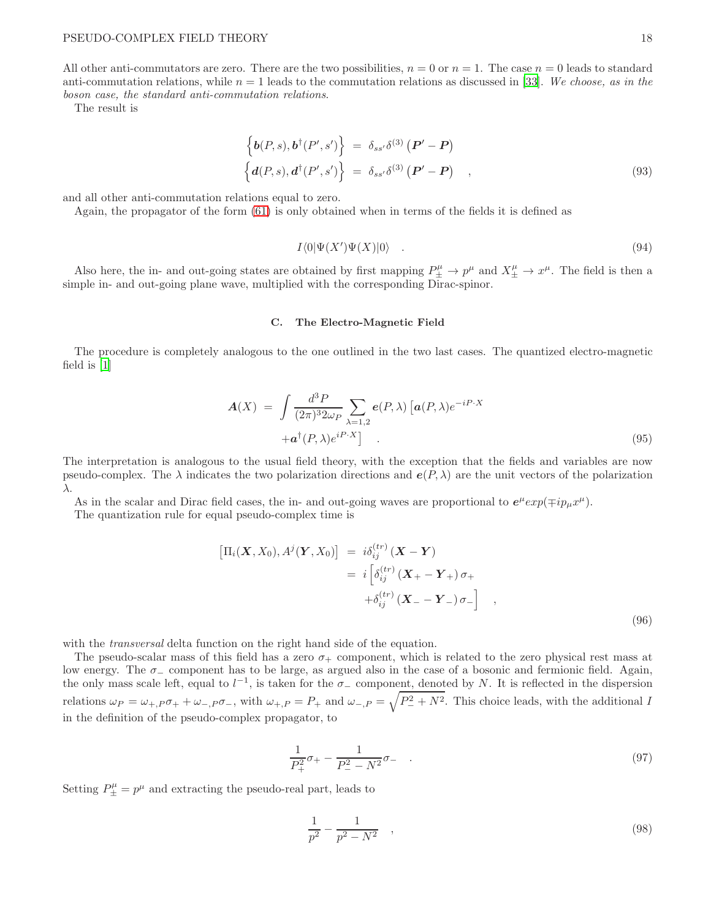All other anti-commutators are zero. There are the two possibilities, $n = 0$ or $n = 1$. The case $n = 0$ leads to standard anti-commutation relations, while $n = 1$ leads to the commutation relations as discussed in [33]. *We choose, as in the boson case, the standard anti-commutation relations.*

The result is

$$
\begin{aligned}
\left\{ \boldsymbol{b}(P, s), \boldsymbol{b}^\dagger(P', s') \right\} &= \delta_{ss'} \delta^{(3)} \left( \boldsymbol{P}' - \boldsymbol{P} \right) \\
\left\{ \boldsymbol{d}(P, s), \boldsymbol{d}^\dagger(P', s') \right\} &= \delta_{ss'} \delta^{(3)} \left( \boldsymbol{P}' - \boldsymbol{P} \right) \quad ,
\end{aligned}
\tag{93}
$$

and all other anti-commutation relations equal to zero.

Again, the propagator of the form (61) is only obtained when in terms of the fields it is defined as

$$
I \langle 0 | \Psi(X') \Psi(X) | 0 \rangle \quad .
\tag{94}
$$

Also here, the in- and out-going states are obtained by first mapping $P^\mu_\pm \rightarrow p^\mu$ and $X^\mu_\pm \rightarrow x^\mu$. The field is then a simple in- and out-going plane wave, multiplied with the corresponding Dirac-spinor.

### C. The Electro-Magnetic Field

The procedure is completely analogous to the one outlined in the two last cases. The quantized electro-magnetic field is [1]

$$
\begin{aligned}
\boldsymbol{A}(X) &= \int \frac{d^3 P}{(2\pi)^3 2\omega_P} \sum_{\lambda=1,2} \boldsymbol{e}(P, \lambda) \left[ \boldsymbol{a}(P, \lambda) e^{-iP\cdot X} \right. \\
&\quad \left. + \boldsymbol{a}^\dagger(P, \lambda) e^{iP\cdot X} \right] \quad .
\end{aligned}
\tag{95}
$$

The interpretation is analogous to the usual field theory, with the exception that the fields and variables are now pseudo-complex. The $\lambda$ indicates the two polarization directions and $\boldsymbol{e}(P, \lambda)$ are the unit vectors of the polarization $\lambda$.

As in the scalar and Dirac field cases, the in- and out-going waves are proportional to $\boldsymbol{e}^\mu exp(\mp i p_\mu x^\mu)$.

The quantization rule for equal pseudo-complex time is

$$
\begin{aligned}
\left[ \Pi_i(\boldsymbol{X}, X_0), A^j(\boldsymbol{Y}, X_0) \right] &= i \delta^{(tr)}_{ij} \left( \boldsymbol{X} - \boldsymbol{Y} \right) \\
&= i \left[ \delta^{(tr)}_{ij} \left( \boldsymbol{X}_+ - \boldsymbol{Y}_+ \right) \sigma_+ \right. \\
&\quad \left. + \delta^{(tr)}_{ij} \left( \boldsymbol{X}_- - \boldsymbol{Y}_- \right) \sigma_- \right] \quad ,
\end{aligned}
\tag{96}
$$

with the *transversal* delta function on the right hand side of the equation.

The pseudo-scalar mass of this field has a zero $\sigma_+$ component, which is related to the zero physical rest mass at low energy. The $\sigma_-$ component has to be large, as argued also in the case of a bosonic and fermionic field. Again, the only mass scale left, equal to $l^{-1}$, is taken for the $\sigma_-$ component, denoted by $N$. It is reflected in the dispersion relations $\omega_P = \omega_{+,P}\sigma_+ + \omega_{-,P}\sigma_-$, with $\omega_{+,P} = P_+$ and $\omega_{-,P} = \sqrt{P_-^2 + N^2}$. This choice leads, with the additional $I$ in the definition of the pseudo-complex propagator, to

$$
\frac{1}{P_+^2} \sigma_+ - \frac{1}{P_-^2 - N^2} \sigma_- \quad .
\tag{97}
$$

Setting $P^\mu_\pm = p^\mu$ and extracting the pseudo-real part, leads to

$$
\frac{1}{p^2} - \frac{1}{p^2 - N^2} \quad ,
\tag{98}
$$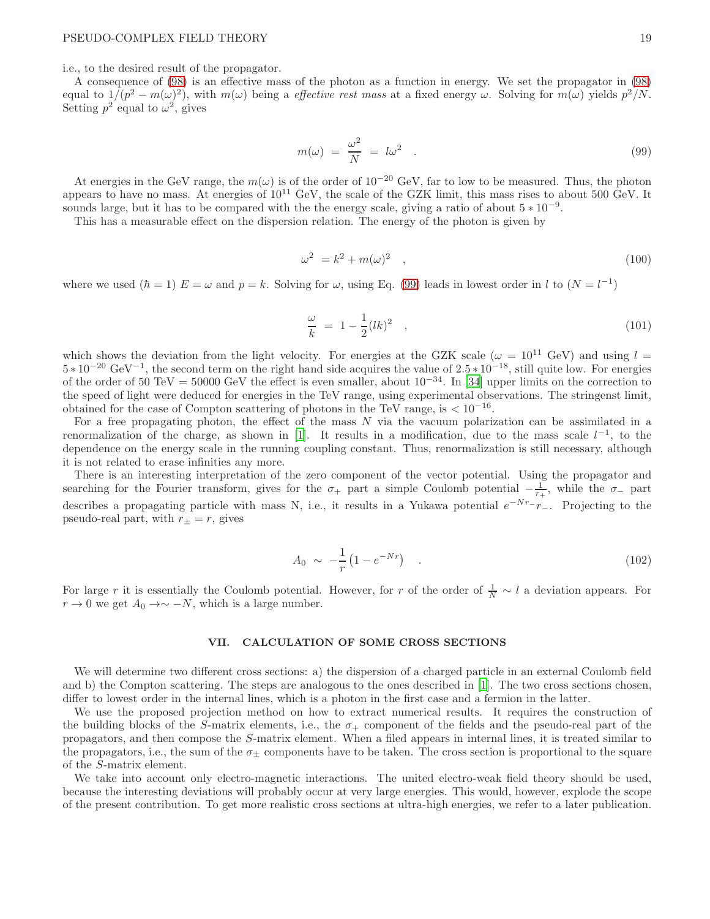i.e., to the desired result of the propagator.

A consequence of (98) is an effective mass of the photon as a function in energy. We set the propagator in (98) equal to $1/(p^2 - m(\omega)^2)$, with $m(\omega)$ being a *effective rest mass* at a fixed energy $\omega$. Solving for $m(\omega)$ yields $p^2/N$. Setting $p^2$ equal to $\omega^2$, gives

$$m(\omega) \; = \; \frac{\omega^2}{N} \; = \; l\omega^2 \quad . \tag{99}$$

At energies in the GeV range, the $m(\omega)$ is of the order of $10^{-20}$ GeV, far to low to be measured. Thus, the photon appears to have no mass. At energies of $10^{11}$ GeV, the scale of the GZK limit, this mass rises to about 500 GeV. It sounds large, but it has to be compared with the the energy scale, giving a ratio of about $5 * 10^{-9}$.

This has a measurable effect on the dispersion relation. The energy of the photon is given by

$$\omega^2 \; = k^2 + m(\omega)^2 \quad , \tag{100}$$

where we used ($\hbar = 1$) $E = \omega$ and $p = k$. Solving for $\omega$, using Eq. (99) leads in lowest order in $l$ to ($N = l^{-1}$)

$$\frac{\omega}{k} \; = \; 1 - \frac{1}{2}(lk)^2 \quad , \tag{101}$$

which shows the deviation from the light velocity. For energies at the GZK scale ($\omega = 10^{11}$ GeV) and using $l = 5 * 10^{-20}$ GeV$^{-1}$, the second term on the right hand side acquires the value of $2.5 * 10^{-18}$, still quite low. For energies of the order of 50 TeV = 50000 GeV the effect is even smaller, about $10^{-34}$. In [34] upper limits on the correction to the speed of light were deduced for energies in the TeV range, using experimental observations. The stringenst limit, obtained for the case of Compton scattering of photons in the TeV range, is $< 10^{-16}$.

For a free propagating photon, the effect of the mass $N$ via the vacuum polarization can be assimilated in a renormalization of the charge, as shown in [1]. It results in a modification, due to the mass scale $l^{-1}$, to the dependence on the energy scale in the running coupling constant. Thus, renormalization is still necessary, although it is not related to erase infinities any more.

There is an interesting interpretation of the zero component of the vector potential. Using the propagator and searching for the Fourier transform, gives for the $\sigma_+$ part a simple Coulomb potential $-\frac{1}{r_+}$, while the $\sigma_-$ part describes a propagating particle with mass N, i.e., it results in a Yukawa potential $e^{-Nr_-}r_-$. Projecting to the pseudo-real part, with $r_\pm = r$, gives

$$A_0 \; \sim \; -\frac{1}{r}\left(1 - e^{-Nr}\right) \quad . \tag{102}$$

For large $r$ it is essentially the Coulomb potential. However, for $r$ of the order of $\frac{1}{N} \sim l$ a deviation appears. For $r \to 0$ we get $A_0 \to \sim -N$, which is a large number.

## VII. CALCULATION OF SOME CROSS SECTIONS

We will determine two different cross sections: a) the dispersion of a charged particle in an external Coulomb field and b) the Compton scattering. The steps are analogous to the ones described in [1]. The two cross sections chosen, differ to lowest order in the internal lines, which is a photon in the first case and a fermion in the latter.

We use the proposed projection method on how to extract numerical results. It requires the construction of the building blocks of the $S$-matrix elements, i.e., the $\sigma_+$ component of the fields and the pseudo-real part of the propagators, and then compose the $S$-matrix element. When a filed appears in internal lines, it is treated similar to the propagators, i.e., the sum of the $\sigma_\pm$ components have to be taken. The cross section is proportional to the square of the $S$-matrix element.

We take into account only electro-magnetic interactions. The united electro-weak field theory should be used, because the interesting deviations will probably occur at very large energies. This would, however, explode the scope of the present contribution. To get more realistic cross sections at ultra-high energies, we refer to a later publication.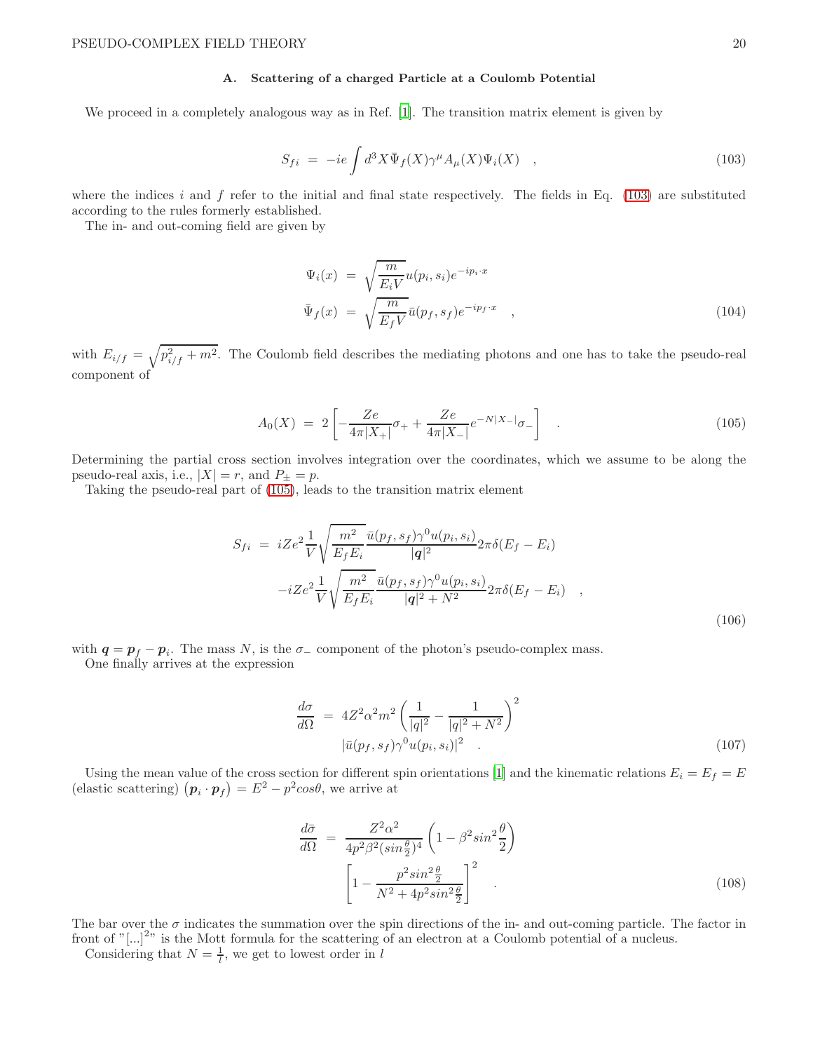### A. Scattering of a charged Particle at a Coulomb Potential

We proceed in a completely analogous way as in Ref. [1]. The transition matrix element is given by

$$S_{fi} \; = \; -ie \int d^3X \bar{\Psi}_f(X) \gamma^\mu A_\mu(X) \Psi_i(X) \quad , \tag{103}$$

where the indices $i$ and $f$ refer to the initial and final state respectively. The fields in Eq. (103) are substituted according to the rules formerly established.

The in- and out-coming field are given by

$$\begin{aligned}
\Psi_i(x) \; &= \; \sqrt{\frac{m}{E_i V}} u(p_i, s_i) e^{-ip_i \cdot x} \\
\bar{\Psi}_f(x) \; &= \; \sqrt{\frac{m}{E_f V}} \bar{u}(p_f, s_f) e^{-ip_f \cdot x} \quad ,
\end{aligned} \tag{104}$$

with $E_{i/f} = \sqrt{p_{i/f}^2 + m^2}$. The Coulomb field describes the mediating photons and one has to take the pseudo-real component of

$$A_0(X) \; = \; 2 \left[ -\frac{Ze}{4\pi |X_+|} \sigma_+ + \frac{Ze}{4\pi |X_-|} e^{-N|X_-|} \sigma_- \right] \quad . \tag{105}$$

Determining the partial cross section involves integration over the coordinates, which we assume to be along the pseudo-real axis, i.e., $|X| = r$, and $P_\pm = p$.

Taking the pseudo-real part of (105), leads to the transition matrix element

$$\begin{aligned}
S_{fi} \; &= \; iZe^2 \frac{1}{V} \sqrt{\frac{m^2}{E_f E_i}} \frac{\bar{u}(p_f, s_f) \gamma^0 u(p_i, s_i)}{|\boldsymbol{q}|^2} 2\pi \delta(E_f - E_i) \\
& \quad -iZe^2 \frac{1}{V} \sqrt{\frac{m^2}{E_f E_i}} \frac{\bar{u}(p_f, s_f) \gamma^0 u(p_i, s_i)}{|\boldsymbol{q}|^2 + N^2} 2\pi \delta(E_f - E_i) \quad ,
\end{aligned} \tag{106}$$

with $\boldsymbol{q} = \boldsymbol{p}_f - \boldsymbol{p}_i$. The mass $N$, is the $\sigma_-$ component of the photon's pseudo-complex mass.

One finally arrives at the expression

$$\begin{aligned}
\frac{d\sigma}{d\Omega} \; &= \; 4Z^2 \alpha^2 m^2 \left( \frac{1}{|q|^2} - \frac{1}{|q|^2 + N^2} \right)^2 \\
& \quad |\bar{u}(p_f, s_f) \gamma^0 u(p_i, s_i)|^2 \quad .
\end{aligned} \tag{107}$$

Using the mean value of the cross section for different spin orientations [1] and the kinematic relations $E_i = E_f = E$ (elastic scattering) $\left(\boldsymbol{p}_i \cdot \boldsymbol{p}_f\right) = E^2 - p^2 cos\theta$, we arrive at

$$\begin{aligned}
\frac{d\bar{\sigma}}{d\Omega} \; &= \; \frac{Z^2 \alpha^2}{4p^2 \beta^2 (sin\frac{\theta}{2})^4} \left( 1 - \beta^2 sin^2 \frac{\theta}{2} \right) \\
& \quad \left[ 1 - \frac{p^2 sin^2 \frac{\theta}{2}}{N^2 + 4p^2 sin^2 \frac{\theta}{2}} \right]^2 \quad .
\end{aligned} \tag{108}$$

The bar over the $\sigma$ indicates the summation over the spin directions of the in- and out-coming particle. The factor in front of "$[...]^2$" is the Mott formula for the scattering of an electron at a Coulomb potential of a nucleus.

Considering that $N = \frac{1}{l}$, we get to lowest order in $l$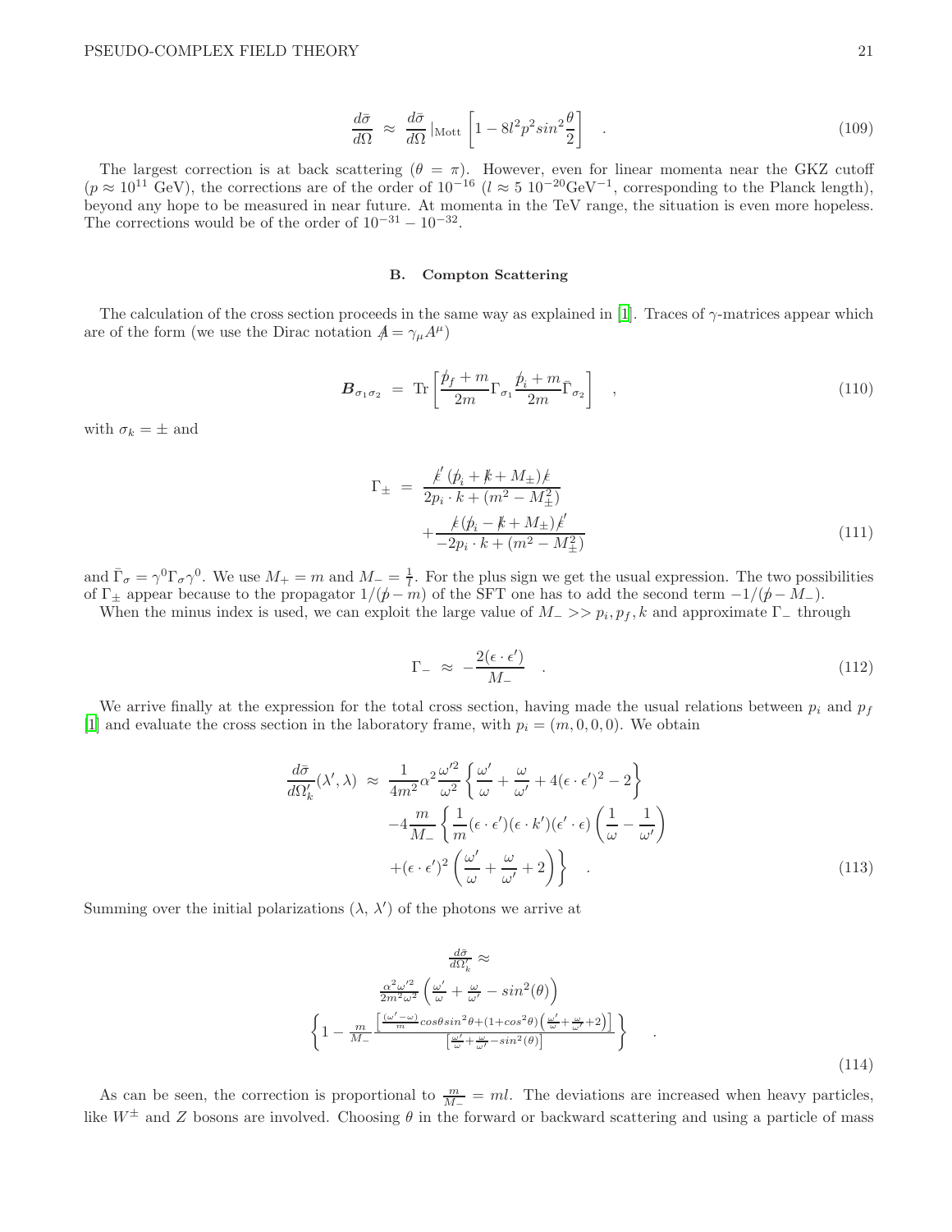$$
\frac{d\bar{\sigma}}{d\Omega} \approx \frac{d\bar{\sigma}}{d\Omega}|_{\rm Mott} \left[1 - 8l^2 p^2 sin^2\frac{\theta}{2}\right] \quad . \tag{109}
$$

The largest correction is at back scattering ($\theta = \pi$). However, even for linear momenta near the GKZ cutoff ($p \approx 10^{11}$ GeV), the corrections are of the order of $10^{-16}$ ($l \approx 5\ 10^{-20}{\rm GeV}^{-1}$, corresponding to the Planck length), beyond any hope to be measured in near future. At momenta in the TeV range, the situation is even more hopeless. The corrections would be of the order of $10^{-31} - 10^{-32}$.

### B. Compton Scattering

The calculation of the cross section proceeds in the same way as explained in [1]. Traces of $\gamma$-matrices appear which are of the form (we use the Dirac notation $\not{A} = \gamma_\mu A^\mu$)

$$
\boldsymbol{B}_{\sigma_1\sigma_2} = {\rm Tr}\left[\frac{\not{p}_f + m}{2m}\Gamma_{\sigma_1}\frac{\not{p}_i + m}{2m}\bar{\Gamma}_{\sigma_2}\right] \quad , \tag{110}
$$

with $\sigma_k = \pm$ and

$$
\begin{aligned}
\Gamma_\pm = & \frac{\not{\epsilon}^\prime(\not{p}_i + \not{k} + M_\pm)\not{\epsilon}}{2p_i\cdot k + (m^2 - M_\pm^2)} \\
& + \frac{\not{\epsilon}(\not{p}_i - \not{k} + M_\pm)\not{\epsilon}^\prime}{-2p_i\cdot k + (m^2 - M_\pm^2)}
\end{aligned} \tag{111}
$$

and $\bar{\Gamma}_\sigma = \gamma^0\Gamma_\sigma\gamma^0$. We use $M_+ = m$ and $M_- = \frac{1}{l}$. For the plus sign we get the usual expression. The two possibilities of $\Gamma_\pm$ appear because to the propagator $1/(\not{p} - m)$ of the SFT one has to add the second term $-1/(\not{p} - M_-)$.

When the minus index is used, we can exploit the large value of $M_- >> p_i, p_f, k$ and approximate $\Gamma_-$ through

$$
\Gamma_- \approx -\frac{2(\epsilon\cdot\epsilon^\prime)}{M_-} \quad . \tag{112}
$$

We arrive finally at the expression for the total cross section, having made the usual relations between $p_i$ and $p_f$ [1] and evaluate the cross section in the laboratory frame, with $p_i = (m, 0, 0, 0)$. We obtain

$$
\begin{aligned}
\frac{d\bar{\sigma}}{d\Omega_k^\prime}(\lambda^\prime, \lambda) \approx & \frac{1}{4m^2}\alpha^2\frac{\omega^{\prime 2}}{\omega^2}\left\{\frac{\omega^\prime}{\omega} + \frac{\omega}{\omega^\prime} + 4(\epsilon\cdot\epsilon^\prime)^2 - 2\right\} \\
& -4\frac{m}{M_-}\left\{\frac{1}{m}(\epsilon\cdot\epsilon^\prime)(\epsilon\cdot k^\prime)(\epsilon^\prime\cdot\epsilon)\left(\frac{1}{\omega} - \frac{1}{\omega^\prime}\right)\right. \\
& \left. +(\epsilon\cdot\epsilon^\prime)^2\left(\frac{\omega^\prime}{\omega} + \frac{\omega}{\omega^\prime} + 2\right)\right\} \quad .
\end{aligned} \tag{113}
$$

Summing over the initial polarizations ($\lambda$, $\lambda^\prime$) of the photons we arrive at

$$
\begin{aligned}
& \frac{d\bar{\sigma}}{d\Omega_k^\prime} \approx \\
& \frac{\alpha^2\omega^{\prime 2}}{2m^2\omega^2}\left(\frac{\omega^\prime}{\omega} + \frac{\omega}{\omega^\prime} - sin^2(\theta)\right) \\
& \left\{1 - \frac{m}{M_-}\frac{\left[\frac{(\omega^\prime - \omega)}{m}cos\theta sin^2\theta + (1 + cos^2\theta)\left(\frac{\omega^\prime}{\omega} + \frac{\omega}{\omega^\prime} + 2\right)\right]}{\left[\frac{\omega^\prime}{\omega} + \frac{\omega}{\omega^\prime} - sin^2(\theta)\right]}\right\} \quad .
\end{aligned} \tag{114}
$$

As can be seen, the correction is proportional to $\frac{m}{M_-} = ml$. The deviations are increased when heavy particles, like $W^\pm$ and $Z$ bosons are involved. Choosing $\theta$ in the forward or backward scattering and using a particle of mass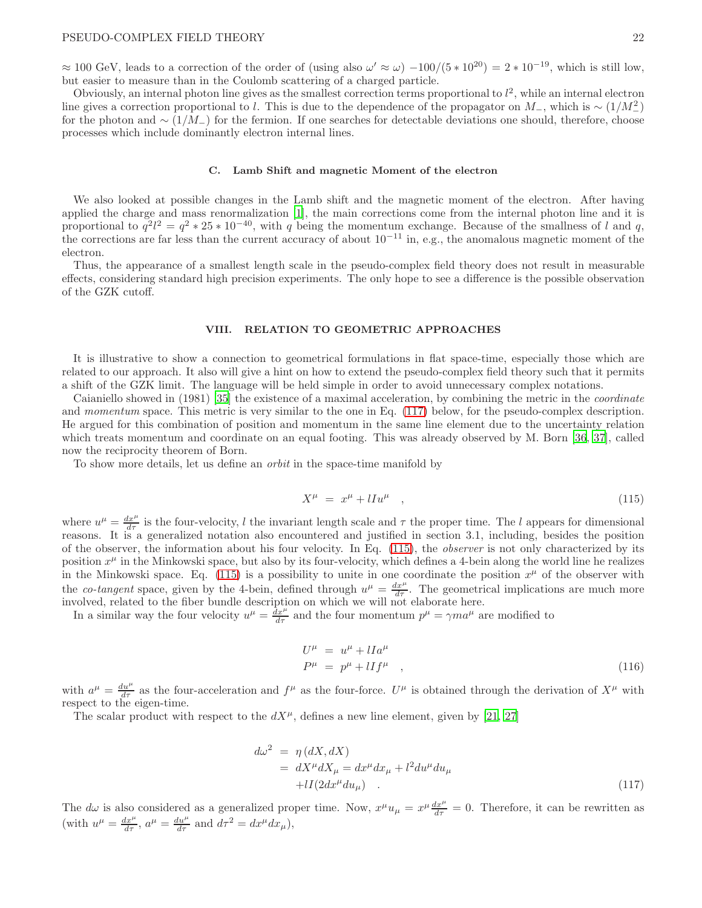$\approx 100$ GeV, leads to a correction of the order of (using also $\omega' \approx \omega$) $-100/(5*10^{20}) = 2*10^{-19}$, which is still low, but easier to measure than in the Coulomb scattering of a charged particle.

Obviously, an internal photon line gives as the smallest correction terms proportional to $l^2$, while an internal electron line gives a correction proportional to $l$. This is due to the dependence of the propagator on $M_-$, which is $\sim (1/M_-^2)$ for the photon and $\sim (1/M_-)$ for the fermion. If one searches for detectable deviations one should, therefore, choose processes which include dominantly electron internal lines.

### C. Lamb Shift and magnetic Moment of the electron

We also looked at possible changes in the Lamb shift and the magnetic moment of the electron. After having applied the charge and mass renormalization [1], the main corrections come from the internal photon line and it is proportional to $q^2 l^2 = q^2 * 25 * 10^{-40}$, with $q$ being the momentum exchange. Because of the smallness of $l$ and $q$, the corrections are far less than the current accuracy of about $10^{-11}$ in, e.g., the anomalous magnetic moment of the electron.

Thus, the appearance of a smallest length scale in the pseudo-complex field theory does not result in measurable effects, considering standard high precision experiments. The only hope to see a difference is the possible observation of the GZK cutoff.

## VIII. RELATION TO GEOMETRIC APPROACHES

It is illustrative to show a connection to geometrical formulations in flat space-time, especially those which are related to our approach. It also will give a hint on how to extend the pseudo-complex field theory such that it permits a shift of the GZK limit. The language will be held simple in order to avoid unnecessary complex notations.

Caianiello showed in (1981) [35] the existence of a maximal acceleration, by combining the metric in the *coordinate* and *momentum* space. This metric is very similar to the one in Eq. (117) below, for the pseudo-complex description. He argued for this combination of position and momentum in the same line element due to the uncertainty relation which treats momentum and coordinate on an equal footing. This was already observed by M. Born [36, 37], called now the reciprocity theorem of Born.

To show more details, let us define an *orbit* in the space-time manifold by

$$
X^\mu \; = \; x^\mu + lIu^\mu \quad , \tag{115}
$$

where $u^\mu = \frac{dx^\mu}{d\tau}$ is the four-velocity, $l$ the invariant length scale and $\tau$ the proper time. The $l$ appears for dimensional reasons. It is a generalized notation also encountered and justified in section 3.1, including, besides the position of the observer, the information about his four velocity. In Eq. (115), the *observer* is not only characterized by its position $x^\mu$ in the Minkowski space, but also by its four-velocity, which defines a 4-bein along the world line he realizes in the Minkowski space. Eq. (115) is a possibility to unite in one coordinate the position $x^\mu$ of the observer with the *co-tangent* space, given by the 4-bein, defined through $u^\mu = \frac{dx^\mu}{d\tau}$. The geometrical implications are much more involved, related to the fiber bundle description on which we will not elaborate here.

In a similar way the four velocity $u^\mu = \frac{dx^\mu}{d\tau}$ and the four momentum $p^\mu = \gamma m a^\mu$ are modified to

$$
\begin{aligned}
U^\mu \; &= \; u^\mu + lIa^\mu \\
P^\mu \; &= \; p^\mu + lIf^\mu \quad ,
\end{aligned} \tag{116}
$$

with $a^\mu = \frac{du^\mu}{d\tau}$ as the four-acceleration and $f^\mu$ as the four-force. $U^\mu$ is obtained through the derivation of $X^\mu$ with respect to the eigen-time.

The scalar product with respect to the $dX^\mu$, defines a new line element, given by [21, 27]

$$
\begin{aligned}
d\omega^2 \; &= \; \eta\left(dX, dX\right) \\
&= \; dX^\mu dX_\mu = dx^\mu dx_\mu + l^2 du^\mu du_\mu \\
&\quad + lI(2dx^\mu du_\mu) \quad .
\end{aligned} \tag{117}
$$

The $d\omega$ is also considered as a generalized proper time. Now, $x^\mu u_\mu = x^\mu \frac{dx^\mu}{d\tau} = 0$. Therefore, it can be rewritten as (with $u^\mu = \frac{dx^\mu}{d\tau}$, $a^\mu = \frac{du^\mu}{d\tau}$ and $d\tau^2 = dx^\mu dx_\mu$),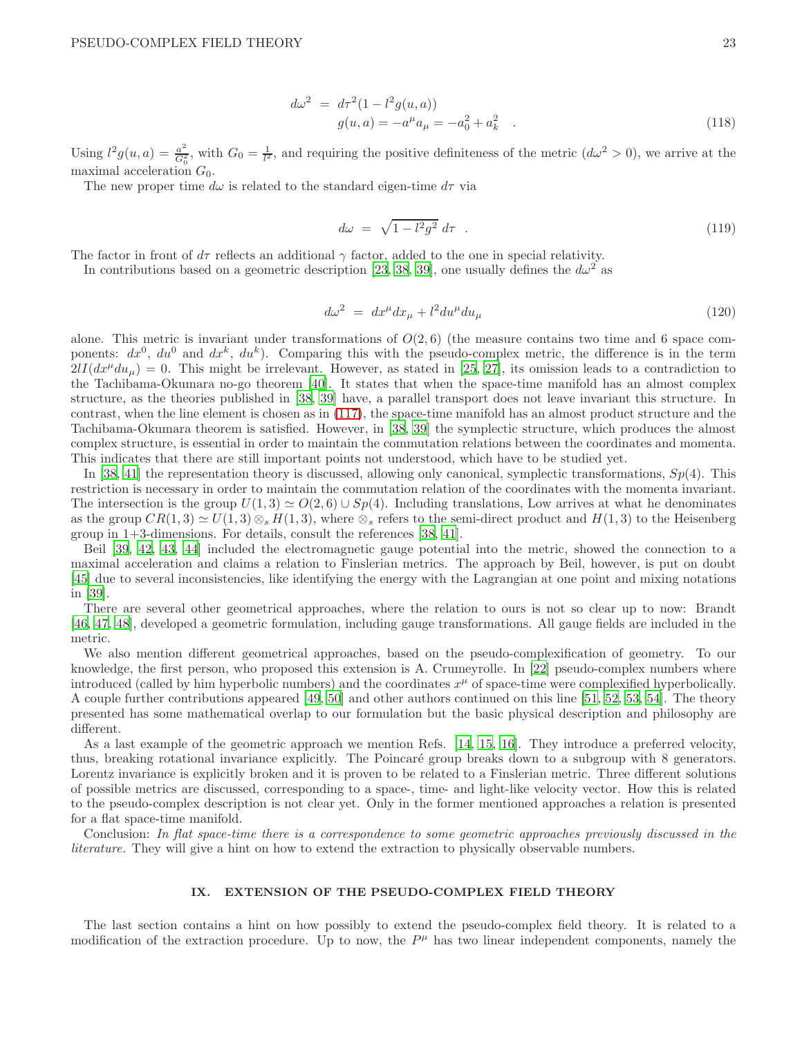$$
\begin{aligned}
d\omega^2 &= d\tau^2(1 - l^2 g(u,a)) \\
g(u,a) &= -a^\mu a_\mu = -a_0^2 + a_k^2 \quad .
\end{aligned}
\tag{118}
$$

Using $l^2 g(u,a) = \frac{a^2}{G_0^2}$, with $G_0 = \frac{1}{l^2}$, and requiring the positive definiteness of the metric ($d\omega^2 > 0$), we arrive at the maximal acceleration $G_0$.

The new proper time $d\omega$ is related to the standard eigen-time $d\tau$ via

$$
d\omega = \sqrt{1 - l^2 g^2}\; d\tau \quad . \tag{119}
$$

The factor in front of $d\tau$ reflects an additional $\gamma$ factor, added to the one in special relativity.

In contributions based on a geometric description [23, 38, 39], one usually defines the $d\omega^2$ as

$$
d\omega^2 = dx^\mu dx_\mu + l^2 du^\mu du_\mu \tag{120}
$$

alone. This metric is invariant under transformations of $O(2,6)$ (the measure contains two time and 6 space components: $dx^0$, $du^0$ and $dx^k$, $du^k$). Comparing this with the pseudo-complex metric, the difference is in the term $2lI(dx^\mu du_\mu) = 0$. This might be irrelevant. However, as stated in [25, 27], its omission leads to a contradiction to the Tachibama-Okumara no-go theorem [40]. It states that when the space-time manifold has an almost complex structure, as the theories published in [38, 39] have, a parallel transport does not leave invariant this structure. In contrast, when the line element is chosen as in (117), the space-time manifold has an almost product structure and the Tachibama-Okumara theorem is satisfied. However, in [38, 39] the symplectic structure, which produces the almost complex structure, is essential in order to maintain the commutation relations between the coordinates and momenta. This indicates that there are still important points not understood, which have to be studied yet.

In [38, 41] the representation theory is discussed, allowing only canonical, symplectic transformations, $Sp(4)$. This restriction is necessary in order to maintain the commutation relation of the coordinates with the momenta invariant. The intersection is the group $U(1,3) \simeq O(2,6) \cup Sp(4)$. Including translations, Low arrives at what he denominates as the group $CR(1,3) \simeq U(1,3) \otimes_s H(1,3)$, where $\otimes_s$ refers to the semi-direct product and $H(1,3)$ to the Heisenberg group in 1+3-dimensions. For details, consult the references [38, 41].

Beil [39, 42, 43, 44] included the electromagnetic gauge potential into the metric, showed the connection to a maximal acceleration and claims a relation to Finslerian metrics. The approach by Beil, however, is put on doubt [45] due to several inconsistencies, like identifying the energy with the Lagrangian at one point and mixing notations in [39].

There are several other geometrical approaches, where the relation to ours is not so clear up to now: Brandt [46, 47, 48], developed a geometric formulation, including gauge transformations. All gauge fields are included in the metric.

We also mention different geometrical approaches, based on the pseudo-complexification of geometry. To our knowledge, the first person, who proposed this extension is A. Crumeyrolle. In [22] pseudo-complex numbers where introduced (called by him hyperbolic numbers) and the coordinates $x^\mu$ of space-time were complexified hyperbolically. A couple further contributions appeared [49, 50] and other authors continued on this line [51, 52, 53, 54]. The theory presented has some mathematical overlap to our formulation but the basic physical description and philosophy are different.

As a last example of the geometric approach we mention Refs. [14, 15, 16]. They introduce a preferred velocity, thus, breaking rotational invariance explicitly. The Poincaré group breaks down to a subgroup with 8 generators. Lorentz invariance is explicitly broken and it is proven to be related to a Finslerian metric. Three different solutions of possible metrics are discussed, corresponding to a space-, time- and light-like velocity vector. How this is related to the pseudo-complex description is not clear yet. Only in the former mentioned approaches a relation is presented for a flat space-time manifold.

Conclusion: *In flat space-time there is a correspondence to some geometric approaches previously discussed in the literature.* They will give a hint on how to extend the extraction to physically observable numbers.

## IX. EXTENSION OF THE PSEUDO-COMPLEX FIELD THEORY

The last section contains a hint on how possibly to extend the pseudo-complex field theory. It is related to a modification of the extraction procedure. Up to now, the $P^\mu$ has two linear independent components, namely the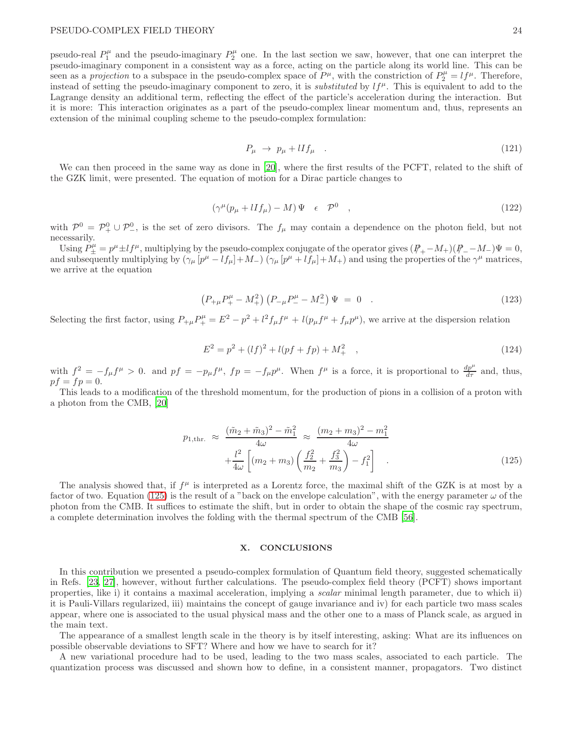pseudo-real $P_1^\mu$ and the pseudo-imaginary $P_2^\mu$ one. In the last section we saw, however, that one can interpret the pseudo-imaginary component in a consistent way as a force, acting on the particle along its world line. This can be seen as a *projection* to a subspace in the pseudo-complex space of $P^\mu$, with the constriction of $P_2^\mu = lf^\mu$. Therefore, instead of setting the pseudo-imaginary component to zero, it is *substituted* by $lf^\mu$. This is equivalent to add to the Lagrange density an additional term, reflecting the effect of the particle's acceleration during the interaction. But it is more: This interaction originates as a part of the pseudo-complex linear momentum and, thus, represents an extension of the minimal coupling scheme to the pseudo-complex formulation:

$$
P_\mu \ \rightarrow \ p_\mu + lIf_\mu \quad . \tag{121}
$$

We can then proceed in the same way as done in [20], where the first results of the PCFT, related to the shift of the GZK limit, were presented. The equation of motion for a Dirac particle changes to

$$
\left(\gamma^\mu (p_\mu + lIf_\mu) - M\right)\Psi \quad \epsilon \quad \mathcal{P}^0 \quad , \tag{122}
$$

with $\mathcal{P}^0 = \mathcal{P}^0_+ \cup \mathcal{P}^0_-$, is the set of zero divisors. The $f_\mu$ may contain a dependence on the photon field, but not necessarily.

Using $P_\pm^\mu = p^\mu \pm lf^\mu$, multiplying by the pseudo-complex conjugate of the operator gives $(\not{P}_+ - M_+)(\not{P}_- - M_-)\Psi = 0$, and subsequently multiplying by $(\gamma_\mu\left[p^\mu - lf_\mu\right] + M_-)\,(\gamma_\mu\left[p^\mu + lf_\mu\right] + M_+)$ and using the properties of the $\gamma^\mu$ matrices, we arrive at the equation

$$
\left(P_{+\mu}P_+^\mu - M_+^2\right)\left(P_{-\mu}P_-^\mu - M_-^2\right)\Psi \ = \ 0 \quad . \tag{123}
$$

Selecting the first factor, using $P_{+\mu}P_+^\mu = E^2 - p^2 + l^2 f_\mu f^\mu + l(p_\mu f^\mu + f_\mu p^\mu)$, we arrive at the dispersion relation

$$
E^2 = p^2 + (lf)^2 + l(pf + fp) + M_+^2 \quad , \tag{124}
$$

with $f^2 = -f_\mu f^\mu > 0$. and $pf = -p_\mu f^\mu$, $fp = -f_\mu p^\mu$. When $f^\mu$ is a force, it is proportional to $\frac{dp^\mu}{d\tau}$ and, thus, $pf = fp = 0$.

This leads to a modification of the threshold momentum, for the production of pions in a collision of a proton with a photon from the CMB, [20]

$$
\begin{aligned}
p_{1,\mathrm{thr.}} \ &\approx \ \frac{(\tilde{m}_2 + \tilde{m}_3)^2 - \tilde{m}_1^2}{4\omega} \ \approx \ \frac{(m_2 + m_3)^2 - m_1^2}{4\omega} \\
&+ \frac{l^2}{4\omega}\left[(m_2 + m_3)\left(\frac{f_2^2}{m_2} + \frac{f_3^2}{m_3}\right) - f_1^2\right] \quad .
\end{aligned} \tag{125}
$$

The analysis showed that, if $f^\mu$ is interpreted as a Lorentz force, the maximal shift of the GZK is at most by a factor of two. Equation (125) is the result of a "back on the envelope calculation", with the energy parameter $\omega$ of the photon from the CMB. It suffices to estimate the shift, but in order to obtain the shape of the cosmic ray spectrum, a complete determination involves the folding with the thermal spectrum of the CMB [56].

## X. CONCLUSIONS

In this contribution we presented a pseudo-complex formulation of Quantum field theory, suggested schematically in Refs. [23, 27], however, without further calculations. The pseudo-complex field theory (PCFT) shows important properties, like i) it contains a maximal acceleration, implying a *scalar* minimal length parameter, due to which ii) it is Pauli-Villars regularized, iii) maintains the concept of gauge invariance and iv) for each particle two mass scales appear, where one is associated to the usual physical mass and the other one to a mass of Planck scale, as argued in the main text.

The appearance of a smallest length scale in the theory is by itself interesting, asking: What are its influences on possible observable deviations to SFT? Where and how we have to search for it?

A new variational procedure had to be used, leading to the two mass scales, associated to each particle. The quantization process was discussed and shown how to define, in a consistent manner, propagators. Two distinct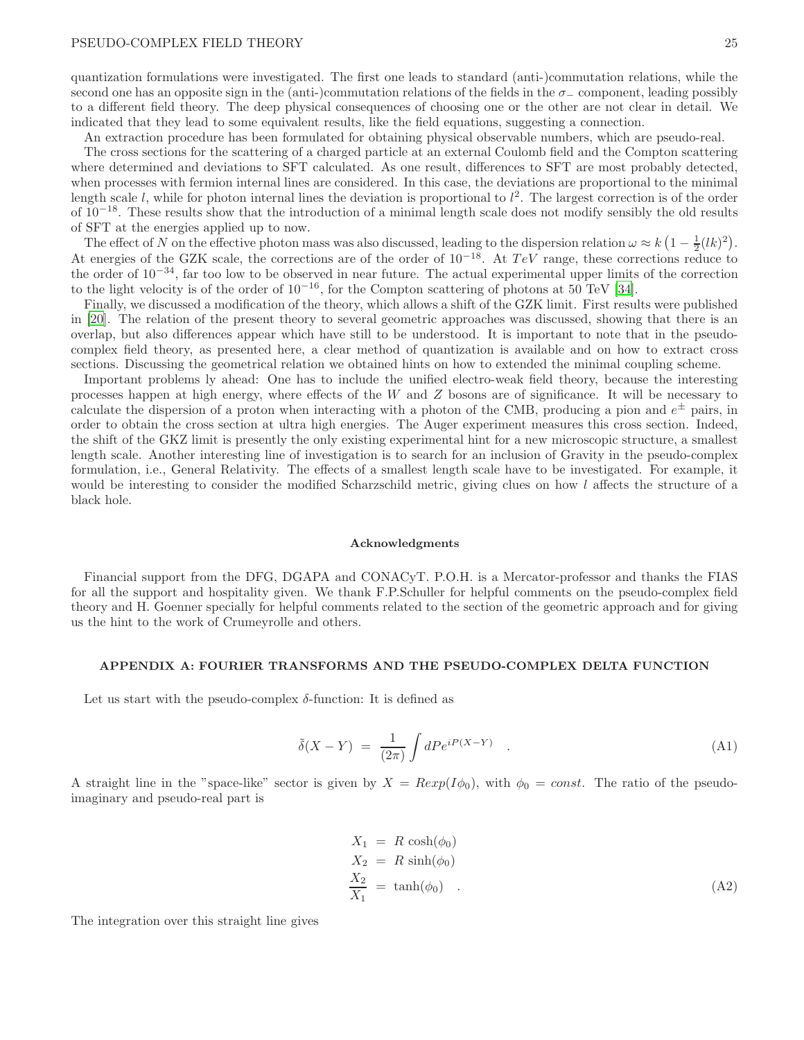quantization formulations were investigated. The first one leads to standard (anti-)commutation relations, while the second one has an opposite sign in the (anti-)commutation relations of the fields in the $\sigma_-$ component, leading possibly to a different field theory. The deep physical consequences of choosing one or the other are not clear in detail. We indicated that they lead to some equivalent results, like the field equations, suggesting a connection.

An extraction procedure has been formulated for obtaining physical observable numbers, which are pseudo-real.

The cross sections for the scattering of a charged particle at an external Coulomb field and the Compton scattering where determined and deviations to SFT calculated. As one result, differences to SFT are most probably detected, when processes with fermion internal lines are considered. In this case, the deviations are proportional to the minimal length scale $l$, while for photon internal lines the deviation is proportional to $l^2$. The largest correction is of the order of $10^{-18}$. These results show that the introduction of a minimal length scale does not modify sensibly the old results of SFT at the energies applied up to now.

The effect of $N$ on the effective photon mass was also discussed, leading to the dispersion relation $\omega \approx k\left(1 - \frac{1}{2}(lk)^2\right)$. At energies of the GZK scale, the corrections are of the order of $10^{-18}$. At $TeV$ range, these corrections reduce to the order of $10^{-34}$, far too low to be observed in near future. The actual experimental upper limits of the correction to the light velocity is of the order of $10^{-16}$, for the Compton scattering of photons at 50 TeV [34].

Finally, we discussed a modification of the theory, which allows a shift of the GZK limit. First results were published in [20]. The relation of the present theory to several geometric approaches was discussed, showing that there is an overlap, but also differences appear which have still to be understood. It is important to note that in the pseudo-complex field theory, as presented here, a clear method of quantization is available and on how to extract cross sections. Discussing the geometrical relation we obtained hints on how to extended the minimal coupling scheme.

Important problems ly ahead: One has to include the unified electro-weak field theory, because the interesting processes happen at high energy, where effects of the $W$ and $Z$ bosons are of significance. It will be necessary to calculate the dispersion of a proton when interacting with a photon of the CMB, producing a pion and $e^{\pm}$ pairs, in order to obtain the cross section at ultra high energies. The Auger experiment measures this cross section. Indeed, the shift of the GKZ limit is presently the only existing experimental hint for a new microscopic structure, a smallest length scale. Another interesting line of investigation is to search for an inclusion of Gravity in the pseudo-complex formulation, i.e., General Relativity. The effects of a smallest length scale have to be investigated. For example, it would be interesting to consider the modified Scharzschild metric, giving clues on how $l$ affects the structure of a black hole.

#### Acknowledgments

Financial support from the DFG, DGAPA and CONACyT. P.O.H. is a Mercator-professor and thanks the FIAS for all the support and hospitality given. We thank F.P.Schuller for helpful comments on the pseudo-complex field theory and H. Goenner specially for helpful comments related to the section of the geometric approach and for giving us the hint to the work of Crumeyrolle and others.

## APPENDIX A: FOURIER TRANSFORMS AND THE PSEUDO-COMPLEX DELTA FUNCTION

Let us start with the pseudo-complex $\delta$-function: It is defined as

$$\tilde{\delta}(X-Y) \ = \ \frac{1}{(2\pi)} \int dP e^{iP(X-Y)} \quad . \tag{A1}$$

A straight line in the "space-like" sector is given by $X = Rexp(I\phi_0)$, with $\phi_0 = const$. The ratio of the pseudo-imaginary and pseudo-real part is

$$\begin{aligned}
X_1 \ &= \ R \cosh(\phi_0) \\
X_2 \ &= \ R \sinh(\phi_0) \\
\frac{X_2}{X_1} \ &= \ \tanh(\phi_0) \quad .
\end{aligned} \tag{A2}$$

The integration over this straight line gives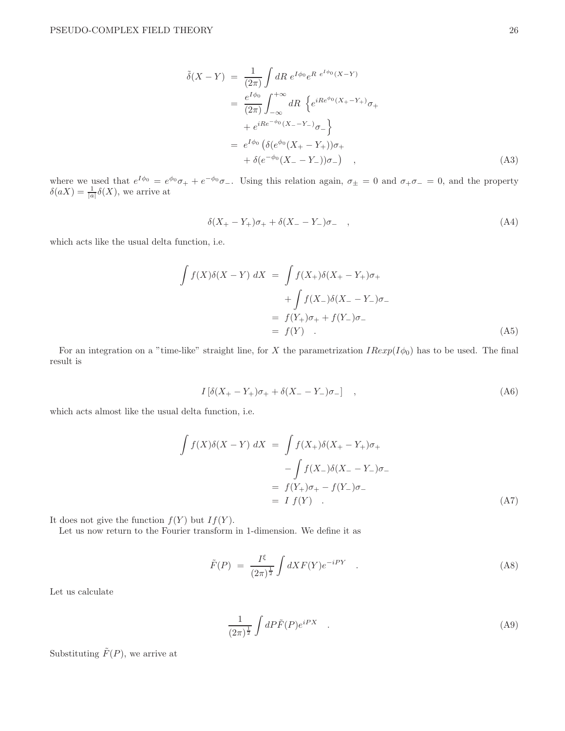$$
\begin{aligned}
\tilde{\delta}(X-Y) &= \frac{1}{(2\pi)} \int dR \; e^{I\phi_0} e^{R \; e^{I\phi_0}(X-Y)} \\
&= \frac{e^{I\phi_0}}{(2\pi)} \int_{-\infty}^{+\infty} dR \; \left\{ e^{iRe^{\phi_0}(X_+ - Y_+)} \sigma_+ \right. \\
&\quad \left. + \; e^{iRe^{-\phi_0}(X_- - Y_-)} \sigma_- \right\} \\
&= e^{I\phi_0} \left( \delta(e^{\phi_0}(X_+ - Y_+))\sigma_+ \right. \\
&\quad \left. + \; \delta(e^{-\phi_0}(X_- - Y_-))\sigma_- \right) \quad ,
\end{aligned} \tag{A3}
$$

where we used that $e^{I\phi_0} = e^{\phi_0}\sigma_+ + e^{-\phi_0}\sigma_-$. Using this relation again, $\sigma_\pm = 0$ and $\sigma_+\sigma_- = 0$, and the property $\delta(aX) = \frac{1}{|a|}\delta(X)$, we arrive at

$$
\delta(X_+ - Y_+)\sigma_+ + \delta(X_- - Y_-)\sigma_- \quad , \tag{A4}
$$

which acts like the usual delta function, i.e.

$$
\begin{aligned}
\int f(X)\delta(X-Y) \; dX &= \int f(X_+)\delta(X_+ - Y_+)\sigma_+ \\
&\quad + \int f(X_-)\delta(X_- - Y_-)\sigma_- \\
&= f(Y_+)\sigma_+ + f(Y_-)\sigma_- \\
&= f(Y) \quad .
\end{aligned} \tag{A5}
$$

For an integration on a "time-like" straight line, for $X$ the parametrization $IRexp(I\phi_0)$ has to be used. The final result is

$$
I\left[\delta(X_+ - Y_+)\sigma_+ + \delta(X_- - Y_-)\sigma_-\right] \quad , \tag{A6}
$$

which acts almost like the usual delta function, i.e.

$$
\begin{aligned}
\int f(X)\delta(X-Y) \; dX &= \int f(X_+)\delta(X_+ - Y_+)\sigma_+ \\
&\quad - \int f(X_-)\delta(X_- - Y_-)\sigma_- \\
&= f(Y_+)\sigma_+ - f(Y_-)\sigma_- \\
&= I \; f(Y) \quad .
\end{aligned} \tag{A7}
$$

It does not give the function $f(Y)$ but $If(Y)$.

Let us now return to the Fourier transform in 1-dimension. We define it as

$$
\tilde{F}(P) \;=\; \frac{I^\xi}{(2\pi)^{\frac{1}{2}}} \int dX F(Y) e^{-iPY} \quad . \tag{A8}
$$

Let us calculate

$$
\frac{1}{(2\pi)^{\frac{1}{2}}} \int dP \tilde{F}(P) e^{iPX} \quad . \tag{A9}
$$

Substituting $\tilde{F}(P)$, we arrive at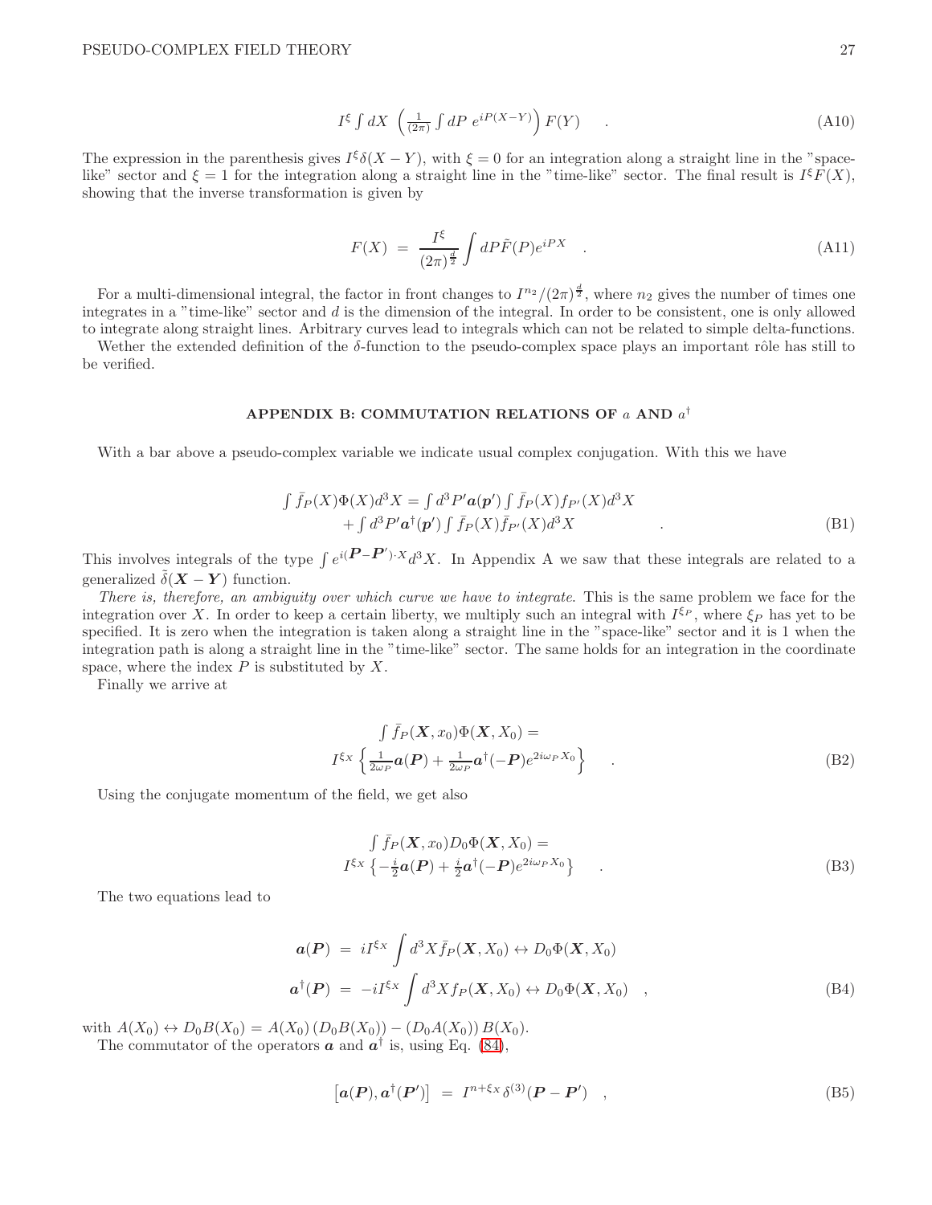$$I^\xi \int dX \ \left( \frac{1}{(2\pi)} \int dP \ e^{iP(X-Y)} \right) F(Y) \quad . \tag{A10}$$

The expression in the parenthesis gives $I^\xi \delta(X-Y)$, with $\xi = 0$ for an integration along a straight line in the "space-like" sector and $\xi = 1$ for the integration along a straight line in the "time-like" sector. The final result is $I^\xi F(X)$, showing that the inverse transformation is given by

$$F(X) \ = \ \frac{I^\xi}{(2\pi)^{\frac{d}{2}}} \int dP \tilde{F}(P) e^{iPX} \quad . \tag{A11}$$

For a multi-dimensional integral, the factor in front changes to $I^{n_2}/(2\pi)^{\frac{d}{2}}$, where $n_2$ gives the number of times one integrates in a "time-like" sector and $d$ is the dimension of the integral. In order to be consistent, one is only allowed to integrate along straight lines. Arbitrary curves lead to integrals which can not be related to simple delta-functions.

Wether the extended definition of the $\delta$-function to the pseudo-complex space plays an important rôle has still to be verified.

## APPENDIX B: COMMUTATION RELATIONS OF $a$ AND $a^\dagger$

With a bar above a pseudo-complex variable we indicate usual complex conjugation. With this we have

$$\begin{aligned} \int \bar{f}_P(X)\Phi(X) d^3X = \int d^3P' \boldsymbol{a}(\boldsymbol{p}') \int \bar{f}_P(X) f_{P'}(X) d^3X \\ + \int d^3P' \boldsymbol{a}^\dagger(\boldsymbol{p}') \int \bar{f}_P(X) \bar{f}_{P'}(X) d^3X \end{aligned} \quad . \tag{B1}$$

This involves integrals of the type $\int e^{i(\boldsymbol{P}-\boldsymbol{P}')\cdot X} d^3X$. In Appendix A we saw that these integrals are related to a generalized $\tilde{\delta}(\boldsymbol{X}-\boldsymbol{Y})$ function.

*There is, therefore, an ambiguity over which curve we have to integrate.* This is the same problem we face for the integration over $X$. In order to keep a certain liberty, we multiply such an integral with $I^{\xi_P}$, where $\xi_P$ has yet to be specified. It is zero when the integration is taken along a straight line in the "space-like" sector and it is 1 when the integration path is along a straight line in the "time-like" sector. The same holds for an integration in the coordinate space, where the index $P$ is substituted by $X$.

Finally we arrive at

$$\begin{aligned} \int \bar{f}_P(\boldsymbol{X}, x_0)\Phi(\boldsymbol{X}, X_0) = \\ I^{\xi_X} \left\{ \tfrac{1}{2\omega_P} \boldsymbol{a}(\boldsymbol{P}) + \tfrac{1}{2\omega_P} \boldsymbol{a}^\dagger(-\boldsymbol{P}) e^{2i\omega_P X_0} \right\} \end{aligned} \quad . \tag{B2}$$

Using the conjugate momentum of the field, we get also

$$\begin{aligned} \int \bar{f}_P(\boldsymbol{X}, x_0) D_0 \Phi(\boldsymbol{X}, X_0) = \\ I^{\xi_X} \left\{ -\tfrac{i}{2} \boldsymbol{a}(\boldsymbol{P}) + \tfrac{i}{2} \boldsymbol{a}^\dagger(-\boldsymbol{P}) e^{2i\omega_P X_0} \right\} \end{aligned} \quad . \tag{B3}$$

The two equations lead to

$$\begin{aligned} \boldsymbol{a}(\boldsymbol{P}) \ &= \ iI^{\xi_X} \int d^3X \bar{f}_P(\boldsymbol{X}, X_0) \leftrightarrow D_0 \Phi(\boldsymbol{X}, X_0) \\ \boldsymbol{a}^\dagger(\boldsymbol{P}) \ &= \ -iI^{\xi_X} \int d^3X f_P(\boldsymbol{X}, X_0) \leftrightarrow D_0 \Phi(\boldsymbol{X}, X_0) \quad , \end{aligned} \tag{B4}$$

with $A(X_0) \leftrightarrow D_0 B(X_0) = A(X_0)\left(D_0 B(X_0)\right) - \left(D_0 A(X_0)\right) B(X_0)$.

The commutator of the operators $\boldsymbol{a}$ and $\boldsymbol{a}^\dagger$ is, using Eq. (84),

$$\left[\boldsymbol{a}(\boldsymbol{P}), \boldsymbol{a}^\dagger(\boldsymbol{P}')\right] \ = \ I^{n+\xi_X} \delta^{(3)}(\boldsymbol{P}-\boldsymbol{P}') \quad , \tag{B5}$$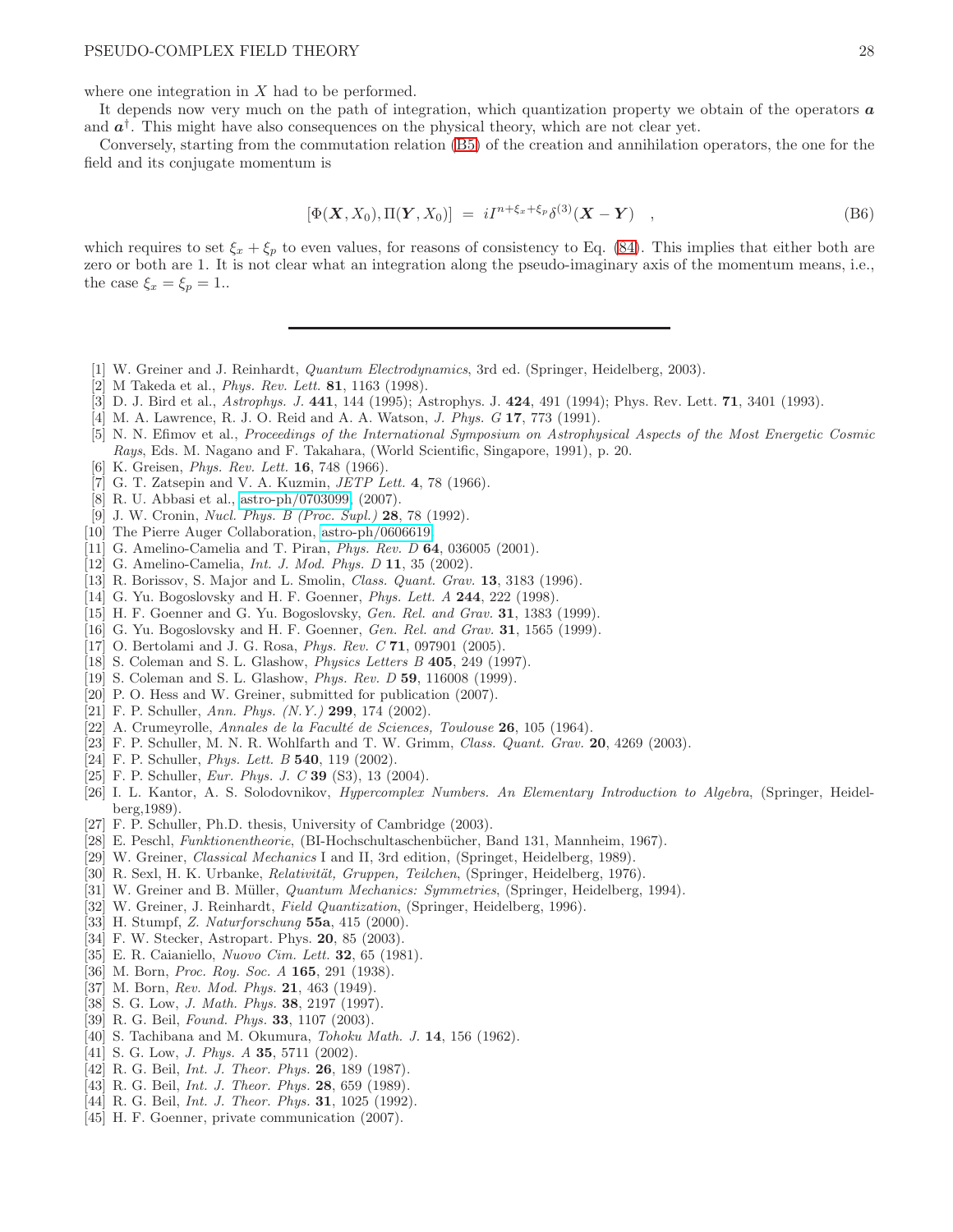where one integration in $X$ had to be performed.

It depends now very much on the path of integration, which quantization property we obtain of the operators $\boldsymbol{a}$ and $\boldsymbol{a}^\dagger$. This might have also consequences on the physical theory, which are not clear yet.

Conversely, starting from the commutation relation (B5) of the creation and annihilation operators, the one for the field and its conjugate momentum is

$$[\Phi(\boldsymbol{X}, X_0), \Pi(\boldsymbol{Y}, X_0)] \;=\; iI^{n+\xi_x+\xi_p}\delta^{(3)}(\boldsymbol{X}-\boldsymbol{Y}) \quad , \tag{B6}$$

which requires to set $\xi_x + \xi_p$ to even values, for reasons of consistency to Eq. (84). This implies that either both are zero or both are 1. It is not clear what an integration along the pseudo-imaginary axis of the momentum means, i.e., the case $\xi_x = \xi_p = 1$..

---

[1] W. Greiner and J. Reinhardt, *Quantum Electrodynamics*, 3rd ed. (Springer, Heidelberg, 2003).
[2] M Takeda et al., *Phys. Rev. Lett.* **81**, 1163 (1998).
[3] D. J. Bird et al., *Astrophys. J.* **441**, 144 (1995); Astrophys. J. **424**, 491 (1994); Phys. Rev. Lett. **71**, 3401 (1993).
[4] M. A. Lawrence, R. J. O. Reid and A. A. Watson, *J. Phys. G* **17**, 773 (1991).
[5] N. N. Efimov et al., *Proceedings of the International Symposium on Astrophysical Aspects of the Most Energetic Cosmic Rays*, Eds. M. Nagano and F. Takahara, (World Scientific, Singapore, 1991), p. 20.
[6] K. Greisen, *Phys. Rev. Lett.* **16**, 748 (1966).
[7] G. T. Zatsepin and V. A. Kuzmin, *JETP Lett.* **4**, 78 (1966).
[8] R. U. Abbasi et al., astro-ph/0703099, (2007).
[9] J. W. Cronin, *Nucl. Phys. B (Proc. Supl.)* **28**, 78 (1992).
[10] The Pierre Auger Collaboration, astro-ph/0606619.
[11] G. Amelino-Camelia and T. Piran, *Phys. Rev. D* **64**, 036005 (2001).
[12] G. Amelino-Camelia, *Int. J. Mod. Phys. D* **11**, 35 (2002).
[13] R. Borissov, S. Major and L. Smolin, *Class. Quant. Grav.* **13**, 3183 (1996).
[14] G. Yu. Bogoslovsky and H. F. Goenner, *Phys. Lett. A* **244**, 222 (1998).
[15] H. F. Goenner and G. Yu. Bogoslovsky, *Gen. Rel. and Grav.* **31**, 1383 (1999).
[16] G. Yu. Bogoslovsky and H. F. Goenner, *Gen. Rel. and Grav.* **31**, 1565 (1999).
[17] O. Bertolami and J. G. Rosa, *Phys. Rev. C* **71**, 097901 (2005).
[18] S. Coleman and S. L. Glashow, *Physics Letters B* **405**, 249 (1997).
[19] S. Coleman and S. L. Glashow, *Phys. Rev. D* **59**, 116008 (1999).
[20] P. O. Hess and W. Greiner, submitted for publication (2007).
[21] F. P. Schuller, *Ann. Phys. (N.Y.)* **299**, 174 (2002).
[22] A. Crumeyrolle, *Annales de la Faculté de Sciences, Toulouse* **26**, 105 (1964).
[23] F. P. Schuller, M. N. R. Wohlfarth and T. W. Grimm, *Class. Quant. Grav.* **20**, 4269 (2003).
[24] F. P. Schuller, *Phys. Lett. B* **540**, 119 (2002).
[25] F. P. Schuller, *Eur. Phys. J. C* **39** (S3), 13 (2004).
[26] I. L. Kantor, A. S. Solodovnikov, *Hypercomplex Numbers. An Elementary Introduction to Algebra*, (Springer, Heidelberg,1989).
[27] F. P. Schuller, Ph.D. thesis, University of Cambridge (2003).
[28] E. Peschl, *Funktionentheorie*, (BI-Hochschultaschenbücher, Band 131, Mannheim, 1967).
[29] W. Greiner, *Classical Mechanics* I and II, 3rd edition, (Springet, Heidelberg, 1989).
[30] R. Sexl, H. K. Urbanke, *Relativität, Gruppen, Teilchen*, (Springer, Heidelberg, 1976).
[31] W. Greiner and B. Müller, *Quantum Mechanics: Symmetries*, (Springer, Heidelberg, 1994).
[32] W. Greiner, J. Reinhardt, *Field Quantization*, (Springer, Heidelberg, 1996).
[33] H. Stumpf, *Z. Naturforschung* **55a**, 415 (2000).
[34] F. W. Stecker, Astropart. Phys. **20**, 85 (2003).
[35] E. R. Caianiello, *Nuovo Cim. Lett.* **32**, 65 (1981).
[36] M. Born, *Proc. Roy. Soc. A* **165**, 291 (1938).
[37] M. Born, *Rev. Mod. Phys.* **21**, 463 (1949).
[38] S. G. Low, *J. Math. Phys.* **38**, 2197 (1997).
[39] R. G. Beil, *Found. Phys.* **33**, 1107 (2003).
[40] S. Tachibana and M. Okumura, *Tohoku Math. J.* **14**, 156 (1962).
[41] S. G. Low, *J. Phys. A* **35**, 5711 (2002).
[42] R. G. Beil, *Int. J. Theor. Phys.* **26**, 189 (1987).
[43] R. G. Beil, *Int. J. Theor. Phys.* **28**, 659 (1989).
[44] R. G. Beil, *Int. J. Theor. Phys.* **31**, 1025 (1992).
[45] H. F. Goenner, private communication (2007).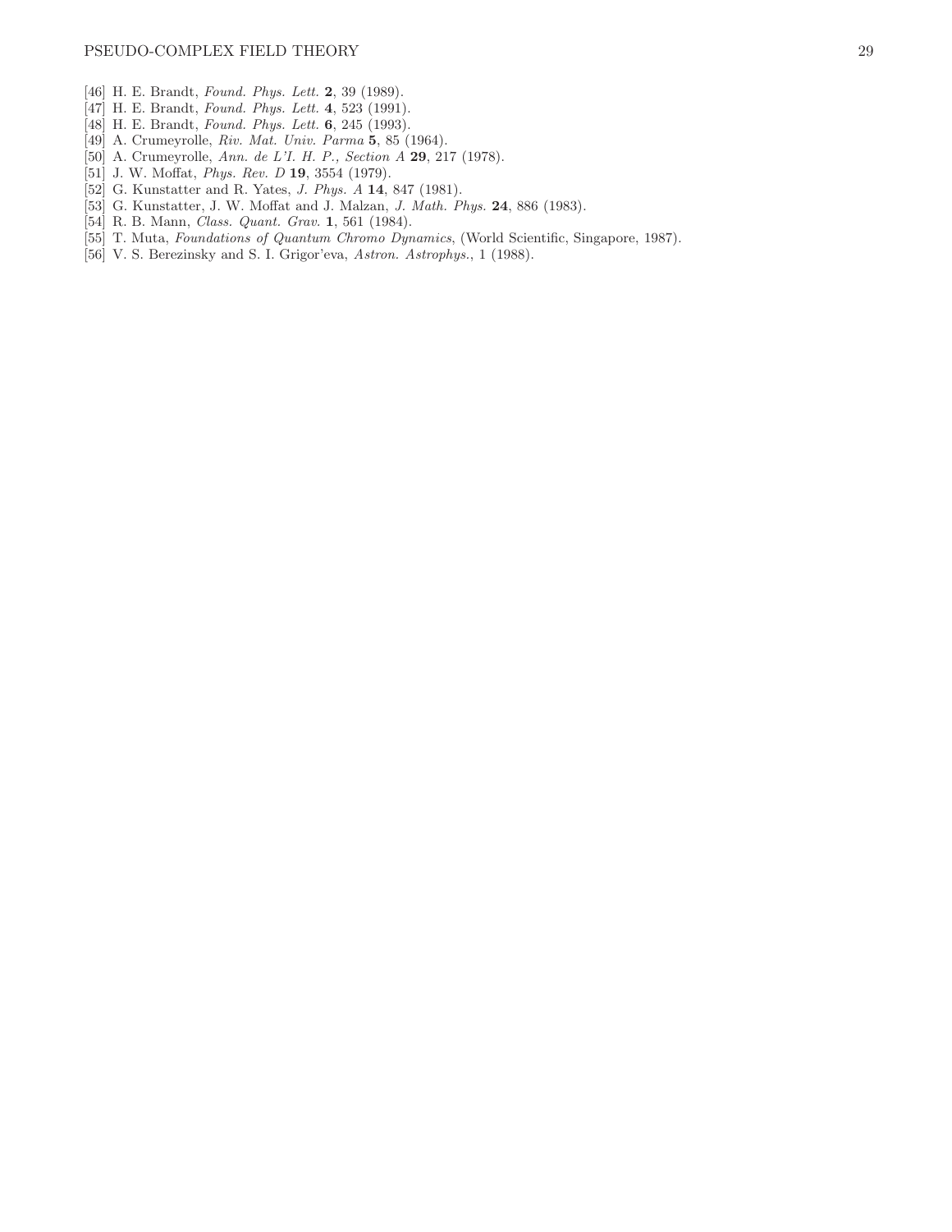[46] H. E. Brandt, *Found. Phys. Lett.* **2**, 39 (1989).
[47] H. E. Brandt, *Found. Phys. Lett.* **4**, 523 (1991).
[48] H. E. Brandt, *Found. Phys. Lett.* **6**, 245 (1993).
[49] A. Crumeyrolle, *Riv. Mat. Univ. Parma* **5**, 85 (1964).
[50] A. Crumeyrolle, *Ann. de L'I. H. P., Section A* **29**, 217 (1978).
[51] J. W. Moffat, *Phys. Rev. D* **19**, 3554 (1979).
[52] G. Kunstatter and R. Yates, *J. Phys. A* **14**, 847 (1981).
[53] G. Kunstatter, J. W. Moffat and J. Malzan, *J. Math. Phys.* **24**, 886 (1983).
[54] R. B. Mann, *Class. Quant. Grav.* **1**, 561 (1984).
[55] T. Muta, *Foundations of Quantum Chromo Dynamics*, (World Scientific, Singapore, 1987).
[56] V. S. Berezinsky and S. I. Grigor'eva, *Astron. Astrophys.*, 1 (1988).